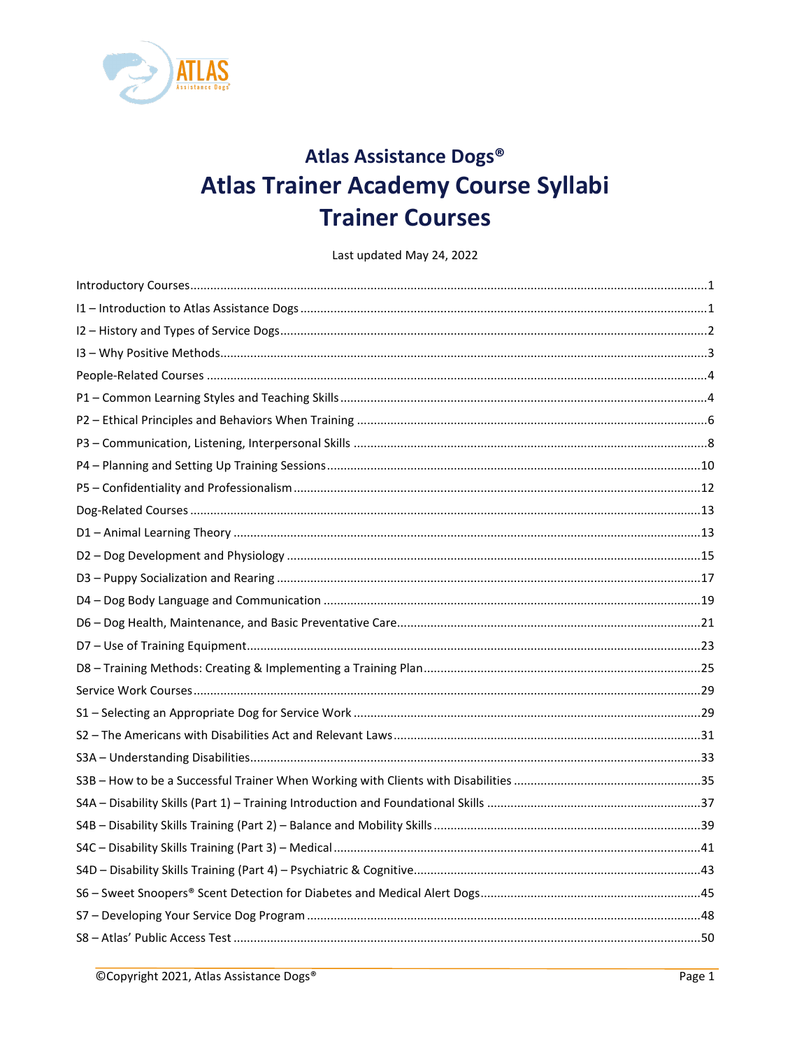# Atlas Assistance Dogs®

# Atlas Trainer Academy Course Syllabi

# Trainer Courses

Last updated May 24, 2022

Introductory Courses....1

I1 – Introduction to Atlas Assistance Dogs....1

I2 – History and Types of Service Dogs....2

I3 – Why Positive Methods....3

People-Related Courses....4

P1 – Common Learning Styles and Teaching Skills....4

P2 – Ethical Principles and Behaviors When Training....6

P3 – Communication, Listening, Interpersonal Skills....8

P4 – Planning and Setting Up Training Sessions....10

P5 – Confidentiality and Professionalism....12

Dog-Related Courses....13

D1 – Animal Learning Theory....13

D2 – Dog Development and Physiology....15

D3 – Puppy Socialization and Rearing....17

D4 – Dog Body Language and Communication....19

D6 – Dog Health, Maintenance, and Basic Preventative Care....21

D7 – Use of Training Equipment....23

D8 – Training Methods: Creating & Implementing a Training Plan....25

Service Work Courses....29

S1 – Selecting an Appropriate Dog for Service Work....29

S2 – The Americans with Disabilities Act and Relevant Laws....31

S3A – Understanding Disabilities....33

S3B – How to be a Successful Trainer When Working with Clients with Disabilities....35

S4A – Disability Skills (Part 1) – Training Introduction and Foundational Skills....37

S4B – Disability Skills Training (Part 2) – Balance and Mobility Skills....39

S4C – Disability Skills Training (Part 3) – Medical....41

S4D – Disability Skills Training (Part 4) – Psychiatric & Cognitive....43

S6 – Sweet Snoopers® Scent Detection for Diabetes and Medical Alert Dogs....45

S7 – Developing Your Service Dog Program....48

S8 – Atlas' Public Access Test....50

©Copyright 2021, Atlas Assistance Dogs®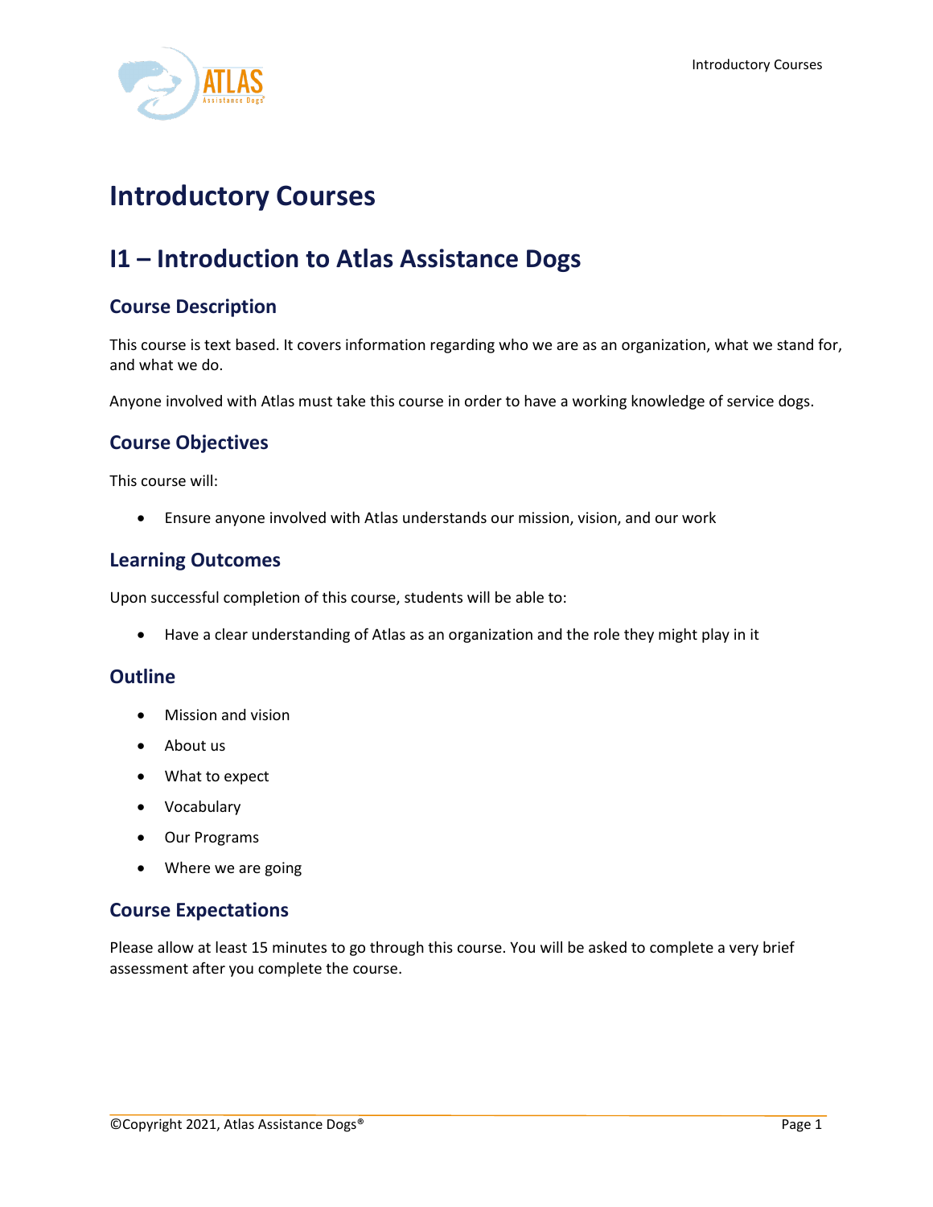# Introductory Courses

## I1 – Introduction to Atlas Assistance Dogs

### Course Description

This course is text based. It covers information regarding who we are as an organization, what we stand for, and what we do.

Anyone involved with Atlas must take this course in order to have a working knowledge of service dogs.

### Course Objectives

This course will:

- Ensure anyone involved with Atlas understands our mission, vision, and our work

### Learning Outcomes

Upon successful completion of this course, students will be able to:

- Have a clear understanding of Atlas as an organization and the role they might play in it

### Outline

- Mission and vision
- About us
- What to expect
- Vocabulary
- Our Programs
- Where we are going

### Course Expectations

Please allow at least 15 minutes to go through this course. You will be asked to complete a very brief assessment after you complete the course.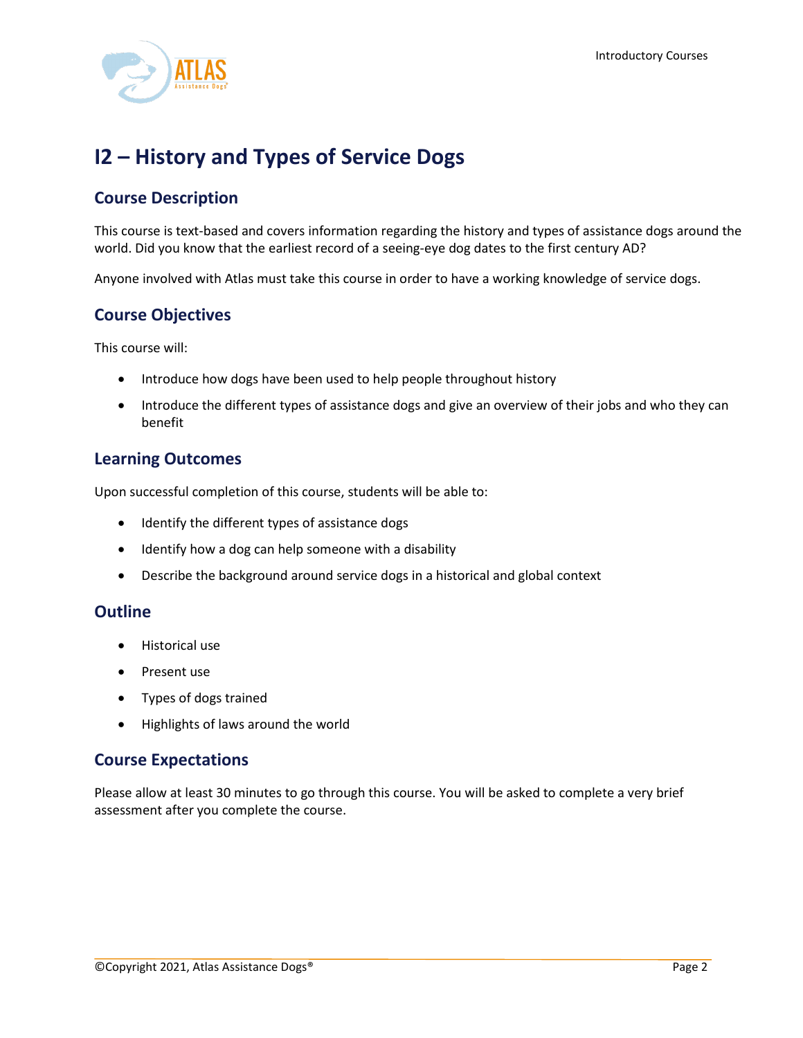# I2 – History and Types of Service Dogs

## Course Description

This course is text-based and covers information regarding the history and types of assistance dogs around the world. Did you know that the earliest record of a seeing-eye dog dates to the first century AD?

Anyone involved with Atlas must take this course in order to have a working knowledge of service dogs.

## Course Objectives

This course will:

- Introduce how dogs have been used to help people throughout history
- Introduce the different types of assistance dogs and give an overview of their jobs and who they can benefit

## Learning Outcomes

Upon successful completion of this course, students will be able to:

- Identify the different types of assistance dogs
- Identify how a dog can help someone with a disability
- Describe the background around service dogs in a historical and global context

## Outline

- Historical use
- Present use
- Types of dogs trained
- Highlights of laws around the world

## Course Expectations

Please allow at least 30 minutes to go through this course. You will be asked to complete a very brief assessment after you complete the course.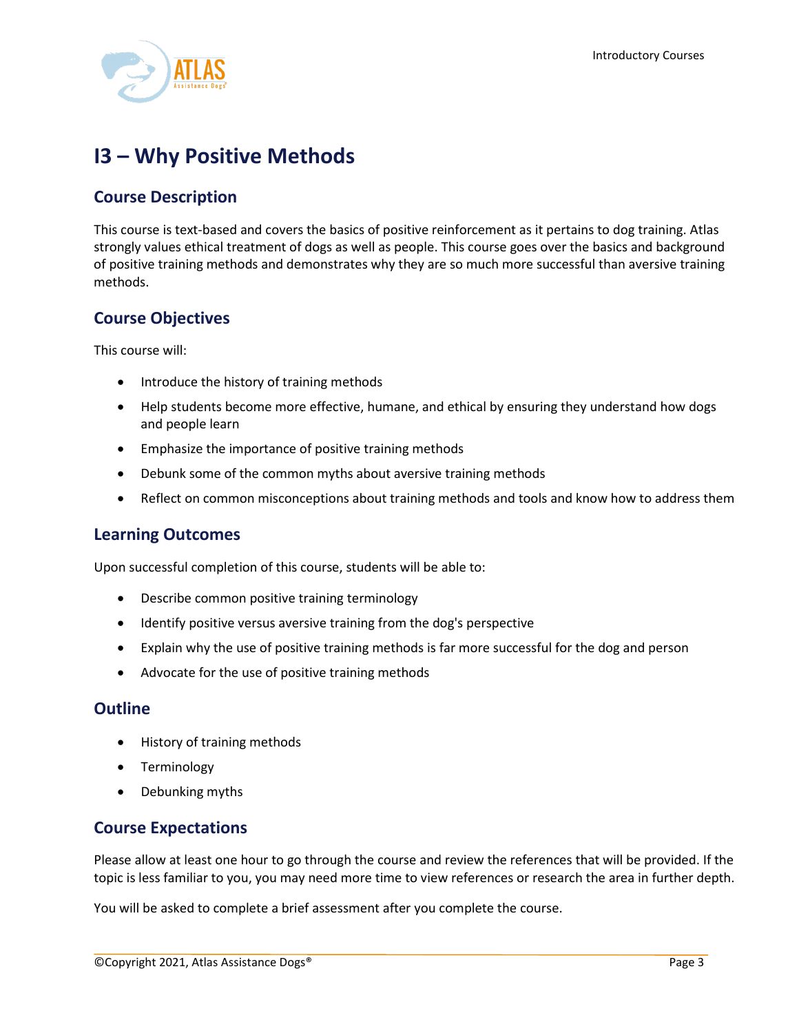# I3 – Why Positive Methods

## Course Description

This course is text-based and covers the basics of positive reinforcement as it pertains to dog training. Atlas strongly values ethical treatment of dogs as well as people. This course goes over the basics and background of positive training methods and demonstrates why they are so much more successful than aversive training methods.

## Course Objectives

This course will:

- Introduce the history of training methods
- Help students become more effective, humane, and ethical by ensuring they understand how dogs and people learn
- Emphasize the importance of positive training methods
- Debunk some of the common myths about aversive training methods
- Reflect on common misconceptions about training methods and tools and know how to address them

## Learning Outcomes

Upon successful completion of this course, students will be able to:

- Describe common positive training terminology
- Identify positive versus aversive training from the dog's perspective
- Explain why the use of positive training methods is far more successful for the dog and person
- Advocate for the use of positive training methods

## Outline

- History of training methods
- Terminology
- Debunking myths

## Course Expectations

Please allow at least one hour to go through the course and review the references that will be provided. If the topic is less familiar to you, you may need more time to view references or research the area in further depth.

You will be asked to complete a brief assessment after you complete the course.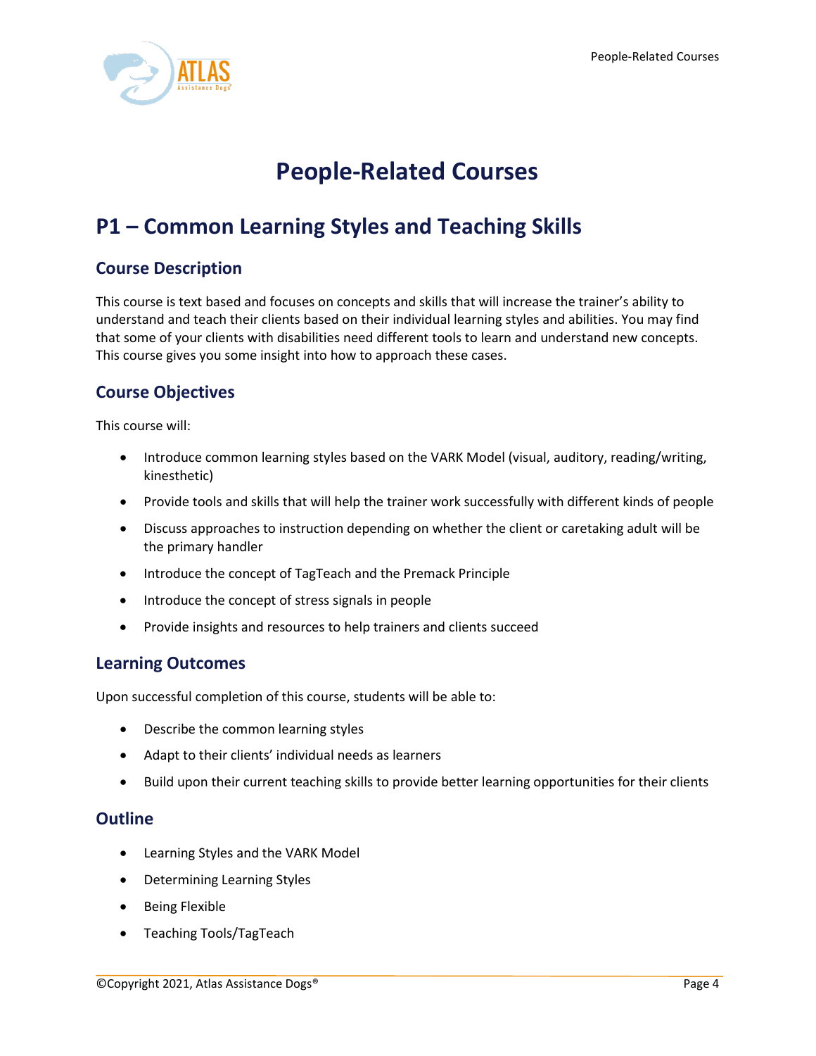# People-Related Courses

## P1 – Common Learning Styles and Teaching Skills

### Course Description

This course is text based and focuses on concepts and skills that will increase the trainer's ability to understand and teach their clients based on their individual learning styles and abilities. You may find that some of your clients with disabilities need different tools to learn and understand new concepts. This course gives you some insight into how to approach these cases.

### Course Objectives

This course will:

- Introduce common learning styles based on the VARK Model (visual, auditory, reading/writing, kinesthetic)
- Provide tools and skills that will help the trainer work successfully with different kinds of people
- Discuss approaches to instruction depending on whether the client or caretaking adult will be the primary handler
- Introduce the concept of TagTeach and the Premack Principle
- Introduce the concept of stress signals in people
- Provide insights and resources to help trainers and clients succeed

### Learning Outcomes

Upon successful completion of this course, students will be able to:

- Describe the common learning styles
- Adapt to their clients' individual needs as learners
- Build upon their current teaching skills to provide better learning opportunities for their clients

### Outline

- Learning Styles and the VARK Model
- Determining Learning Styles
- Being Flexible
- Teaching Tools/TagTeach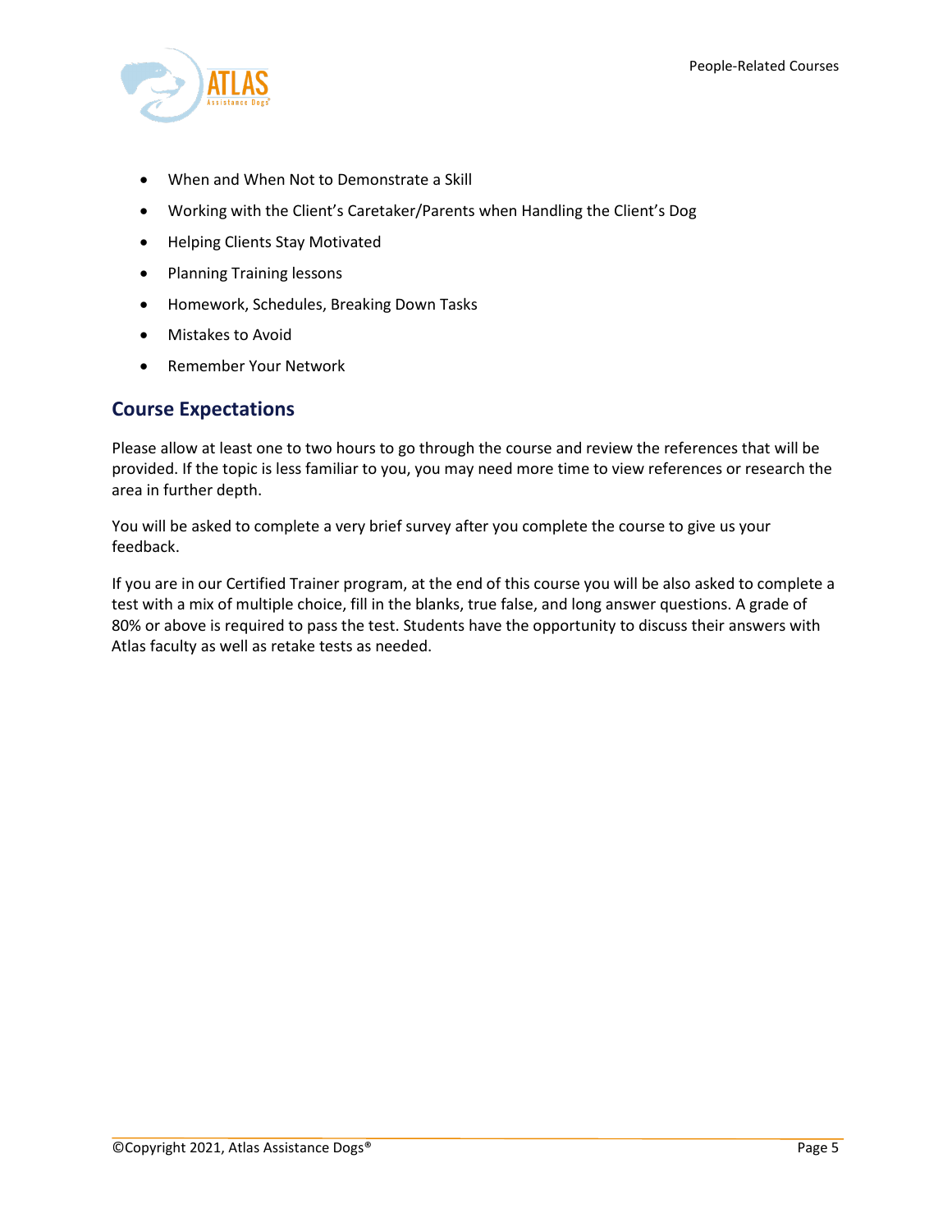- When and When Not to Demonstrate a Skill
- Working with the Client's Caretaker/Parents when Handling the Client's Dog
- Helping Clients Stay Motivated
- Planning Training lessons
- Homework, Schedules, Breaking Down Tasks
- Mistakes to Avoid
- Remember Your Network

## Course Expectations

Please allow at least one to two hours to go through the course and review the references that will be provided. If the topic is less familiar to you, you may need more time to view references or research the area in further depth.

You will be asked to complete a very brief survey after you complete the course to give us your feedback.

If you are in our Certified Trainer program, at the end of this course you will be also asked to complete a test with a mix of multiple choice, fill in the blanks, true false, and long answer questions. A grade of 80% or above is required to pass the test. Students have the opportunity to discuss their answers with Atlas faculty as well as retake tests as needed.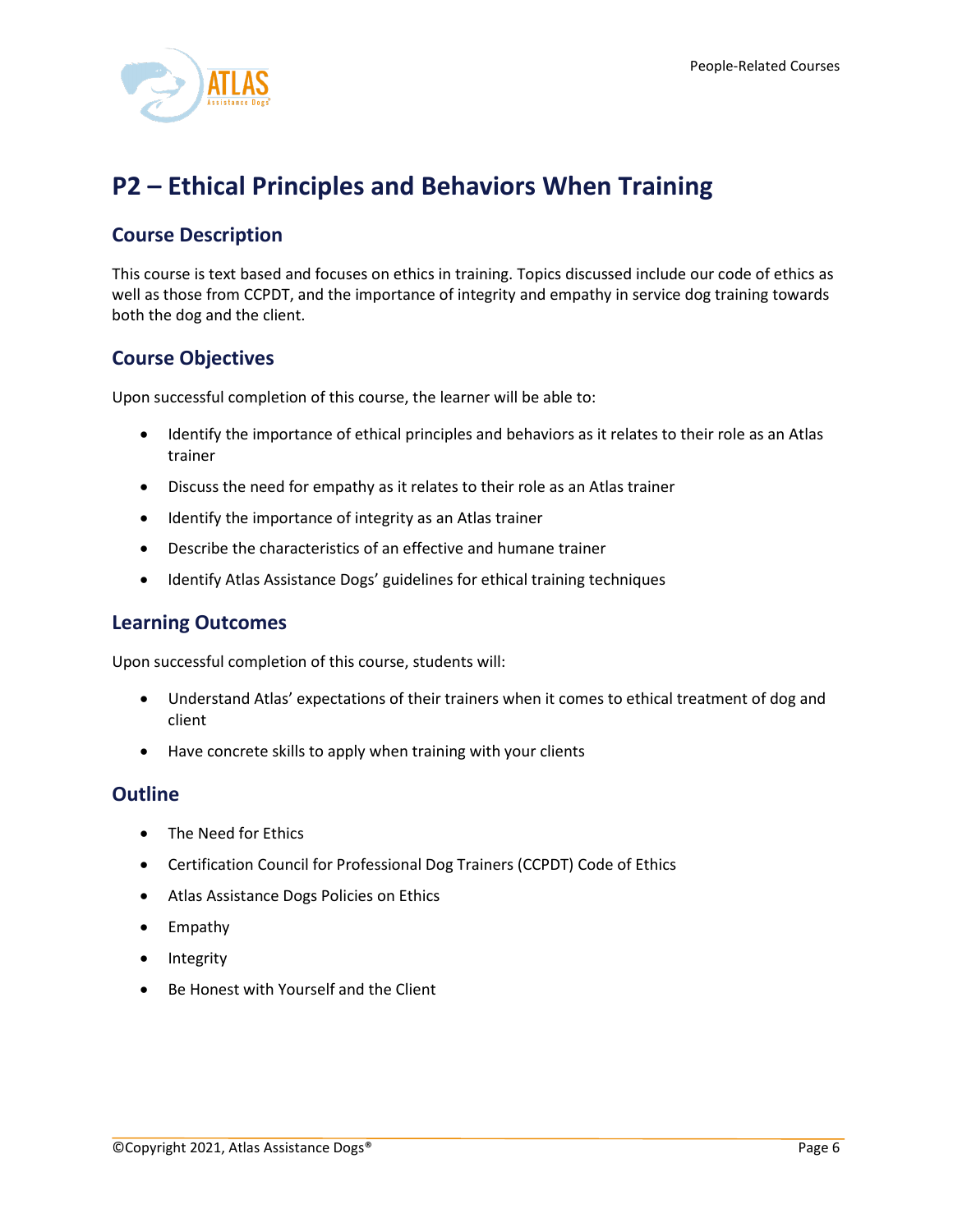# P2 – Ethical Principles and Behaviors When Training

## Course Description

This course is text based and focuses on ethics in training. Topics discussed include our code of ethics as well as those from CCPDT, and the importance of integrity and empathy in service dog training towards both the dog and the client.

## Course Objectives

Upon successful completion of this course, the learner will be able to:

- Identify the importance of ethical principles and behaviors as it relates to their role as an Atlas trainer
- Discuss the need for empathy as it relates to their role as an Atlas trainer
- Identify the importance of integrity as an Atlas trainer
- Describe the characteristics of an effective and humane trainer
- Identify Atlas Assistance Dogs' guidelines for ethical training techniques

## Learning Outcomes

Upon successful completion of this course, students will:

- Understand Atlas' expectations of their trainers when it comes to ethical treatment of dog and client
- Have concrete skills to apply when training with your clients

## Outline

- The Need for Ethics
- Certification Council for Professional Dog Trainers (CCPDT) Code of Ethics
- Atlas Assistance Dogs Policies on Ethics
- Empathy
- Integrity
- Be Honest with Yourself and the Client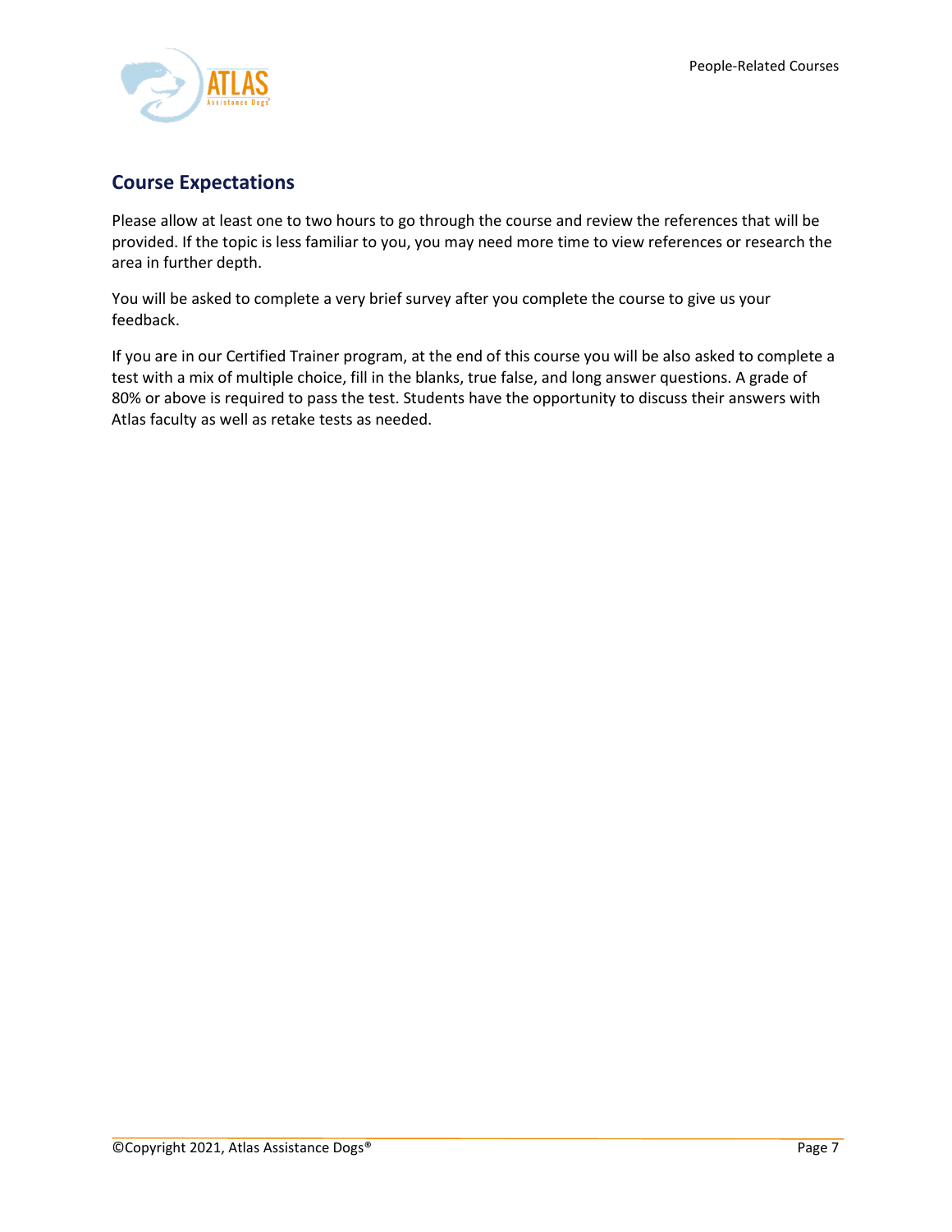## Course Expectations

Please allow at least one to two hours to go through the course and review the references that will be provided. If the topic is less familiar to you, you may need more time to view references or research the area in further depth.

You will be asked to complete a very brief survey after you complete the course to give us your feedback.

If you are in our Certified Trainer program, at the end of this course you will be also asked to complete a test with a mix of multiple choice, fill in the blanks, true false, and long answer questions. A grade of 80% or above is required to pass the test. Students have the opportunity to discuss their answers with Atlas faculty as well as retake tests as needed.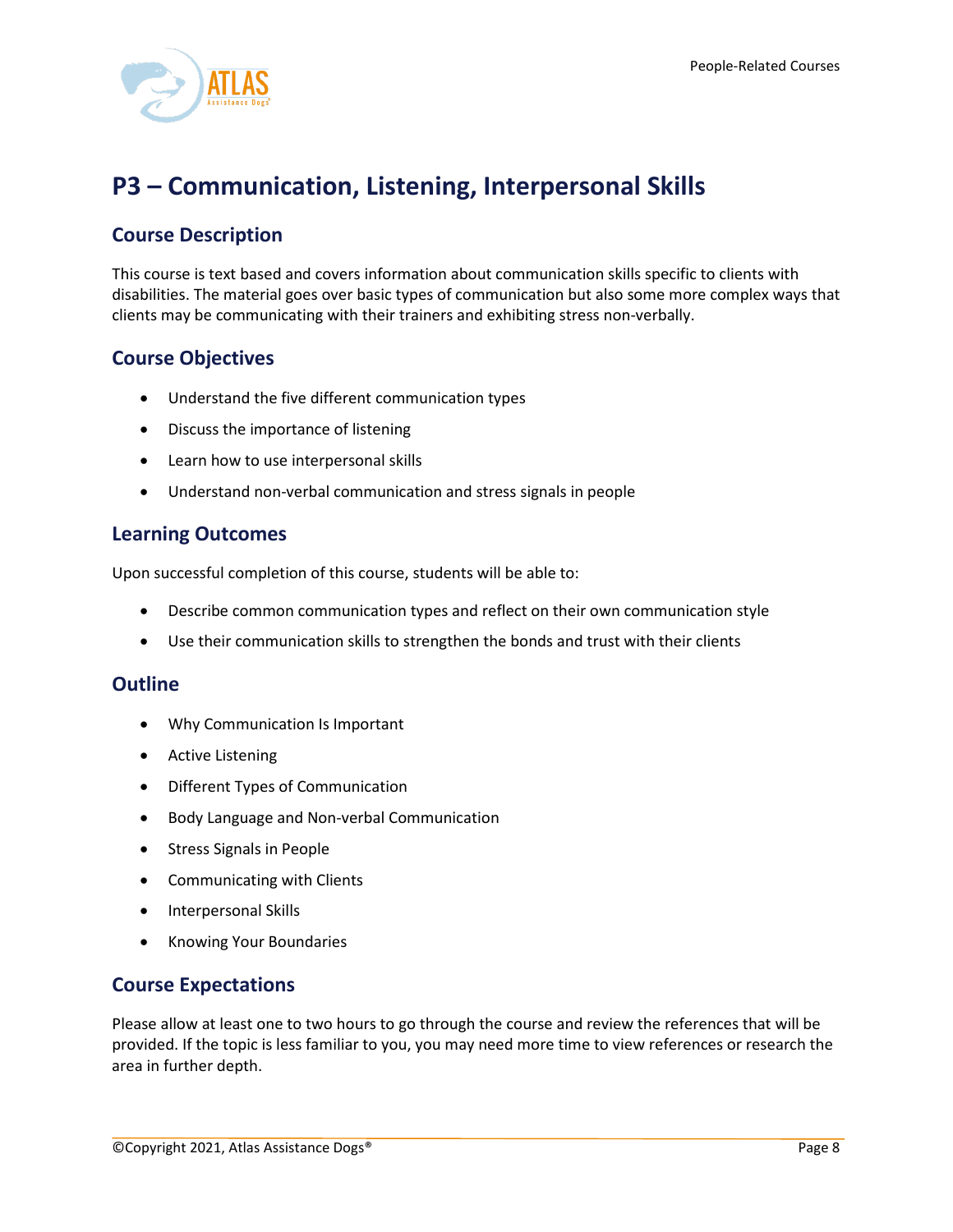# P3 – Communication, Listening, Interpersonal Skills

## Course Description

This course is text based and covers information about communication skills specific to clients with disabilities. The material goes over basic types of communication but also some more complex ways that clients may be communicating with their trainers and exhibiting stress non-verbally.

## Course Objectives

- Understand the five different communication types
- Discuss the importance of listening
- Learn how to use interpersonal skills
- Understand non-verbal communication and stress signals in people

## Learning Outcomes

Upon successful completion of this course, students will be able to:

- Describe common communication types and reflect on their own communication style
- Use their communication skills to strengthen the bonds and trust with their clients

## Outline

- Why Communication Is Important
- Active Listening
- Different Types of Communication
- Body Language and Non-verbal Communication
- Stress Signals in People
- Communicating with Clients
- Interpersonal Skills
- Knowing Your Boundaries

## Course Expectations

Please allow at least one to two hours to go through the course and review the references that will be provided. If the topic is less familiar to you, you may need more time to view references or research the area in further depth.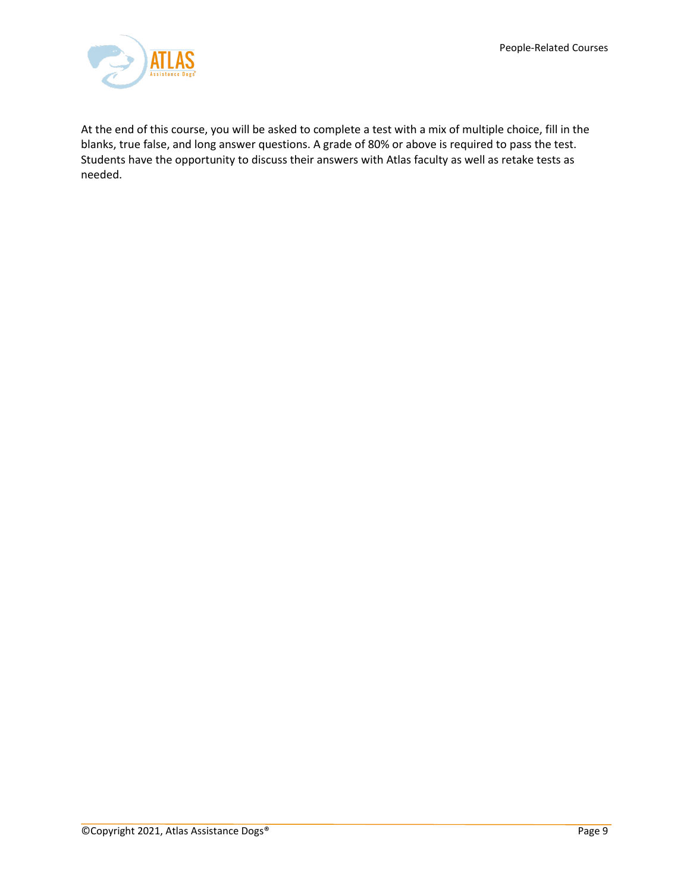At the end of this course, you will be asked to complete a test with a mix of multiple choice, fill in the blanks, true false, and long answer questions. A grade of 80% or above is required to pass the test. Students have the opportunity to discuss their answers with Atlas faculty as well as retake tests as needed.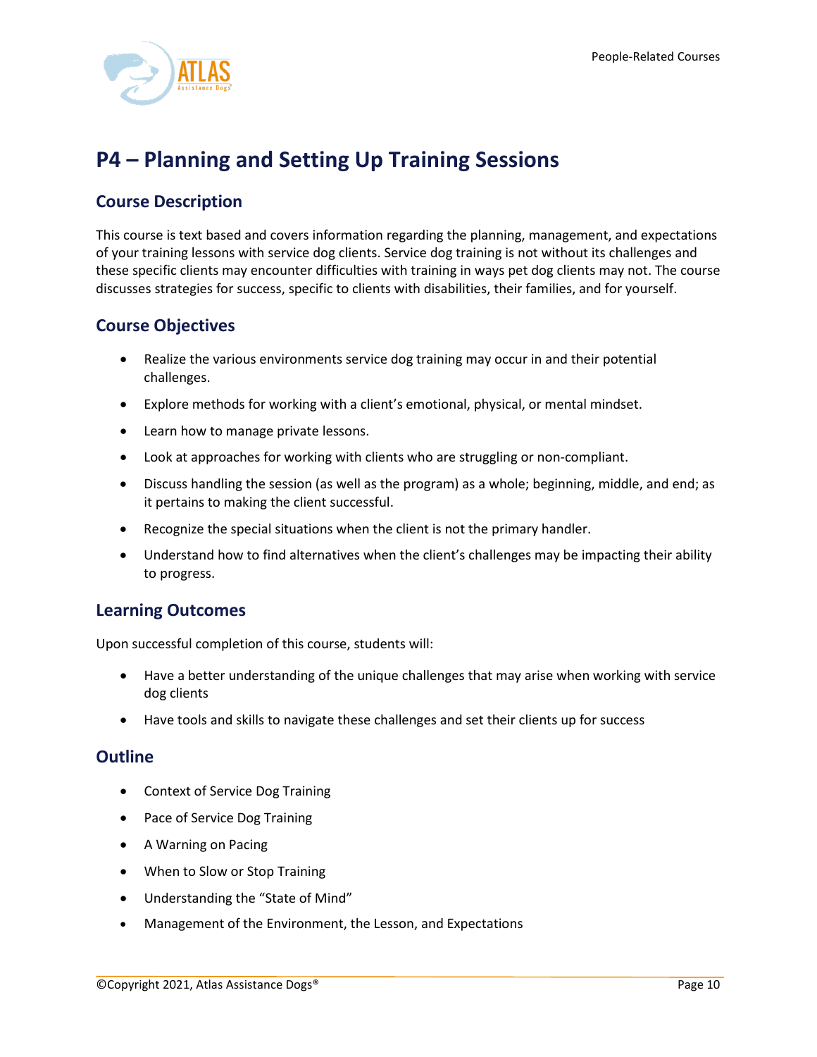# P4 – Planning and Setting Up Training Sessions

## Course Description

This course is text based and covers information regarding the planning, management, and expectations of your training lessons with service dog clients. Service dog training is not without its challenges and these specific clients may encounter difficulties with training in ways pet dog clients may not. The course discusses strategies for success, specific to clients with disabilities, their families, and for yourself.

## Course Objectives

- Realize the various environments service dog training may occur in and their potential challenges.
- Explore methods for working with a client's emotional, physical, or mental mindset.
- Learn how to manage private lessons.
- Look at approaches for working with clients who are struggling or non-compliant.
- Discuss handling the session (as well as the program) as a whole; beginning, middle, and end; as it pertains to making the client successful.
- Recognize the special situations when the client is not the primary handler.
- Understand how to find alternatives when the client's challenges may be impacting their ability to progress.

## Learning Outcomes

Upon successful completion of this course, students will:

- Have a better understanding of the unique challenges that may arise when working with service dog clients
- Have tools and skills to navigate these challenges and set their clients up for success

## Outline

- Context of Service Dog Training
- Pace of Service Dog Training
- A Warning on Pacing
- When to Slow or Stop Training
- Understanding the "State of Mind"
- Management of the Environment, the Lesson, and Expectations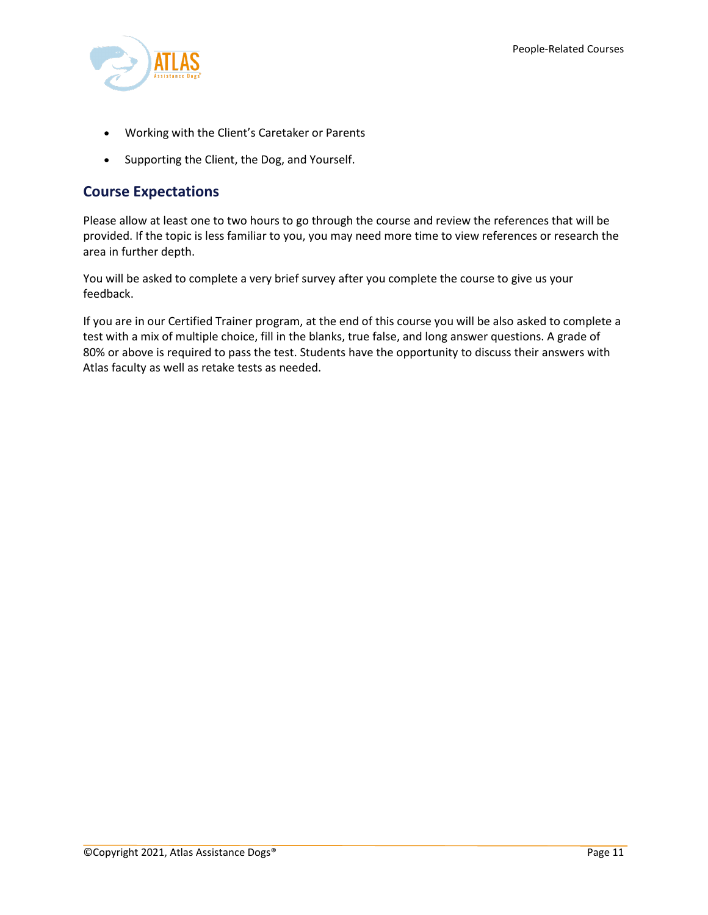- Working with the Client's Caretaker or Parents
- Supporting the Client, the Dog, and Yourself.

## Course Expectations

Please allow at least one to two hours to go through the course and review the references that will be provided. If the topic is less familiar to you, you may need more time to view references or research the area in further depth.

You will be asked to complete a very brief survey after you complete the course to give us your feedback.

If you are in our Certified Trainer program, at the end of this course you will be also asked to complete a test with a mix of multiple choice, fill in the blanks, true false, and long answer questions. A grade of 80% or above is required to pass the test. Students have the opportunity to discuss their answers with Atlas faculty as well as retake tests as needed.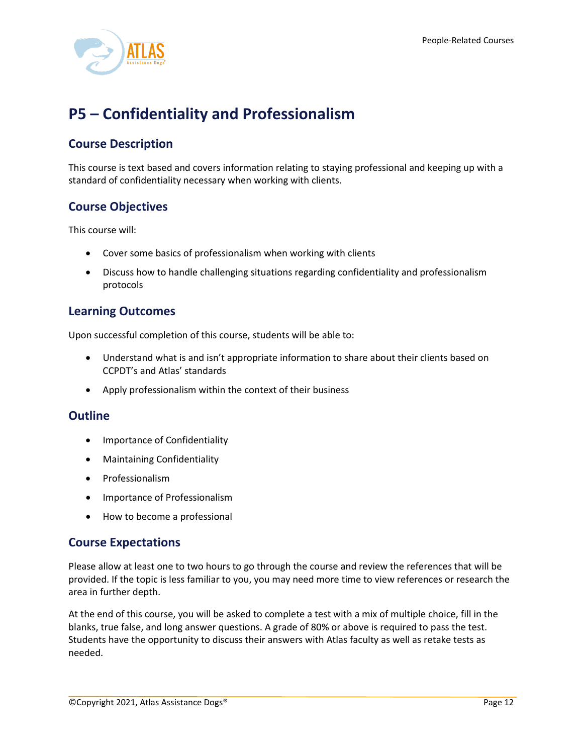# P5 – Confidentiality and Professionalism

## Course Description

This course is text based and covers information relating to staying professional and keeping up with a standard of confidentiality necessary when working with clients.

## Course Objectives

This course will:

- Cover some basics of professionalism when working with clients
- Discuss how to handle challenging situations regarding confidentiality and professionalism protocols

## Learning Outcomes

Upon successful completion of this course, students will be able to:

- Understand what is and isn't appropriate information to share about their clients based on CCPDT's and Atlas' standards
- Apply professionalism within the context of their business

## Outline

- Importance of Confidentiality
- Maintaining Confidentiality
- Professionalism
- Importance of Professionalism
- How to become a professional

## Course Expectations

Please allow at least one to two hours to go through the course and review the references that will be provided. If the topic is less familiar to you, you may need more time to view references or research the area in further depth.

At the end of this course, you will be asked to complete a test with a mix of multiple choice, fill in the blanks, true false, and long answer questions. A grade of 80% or above is required to pass the test. Students have the opportunity to discuss their answers with Atlas faculty as well as retake tests as needed.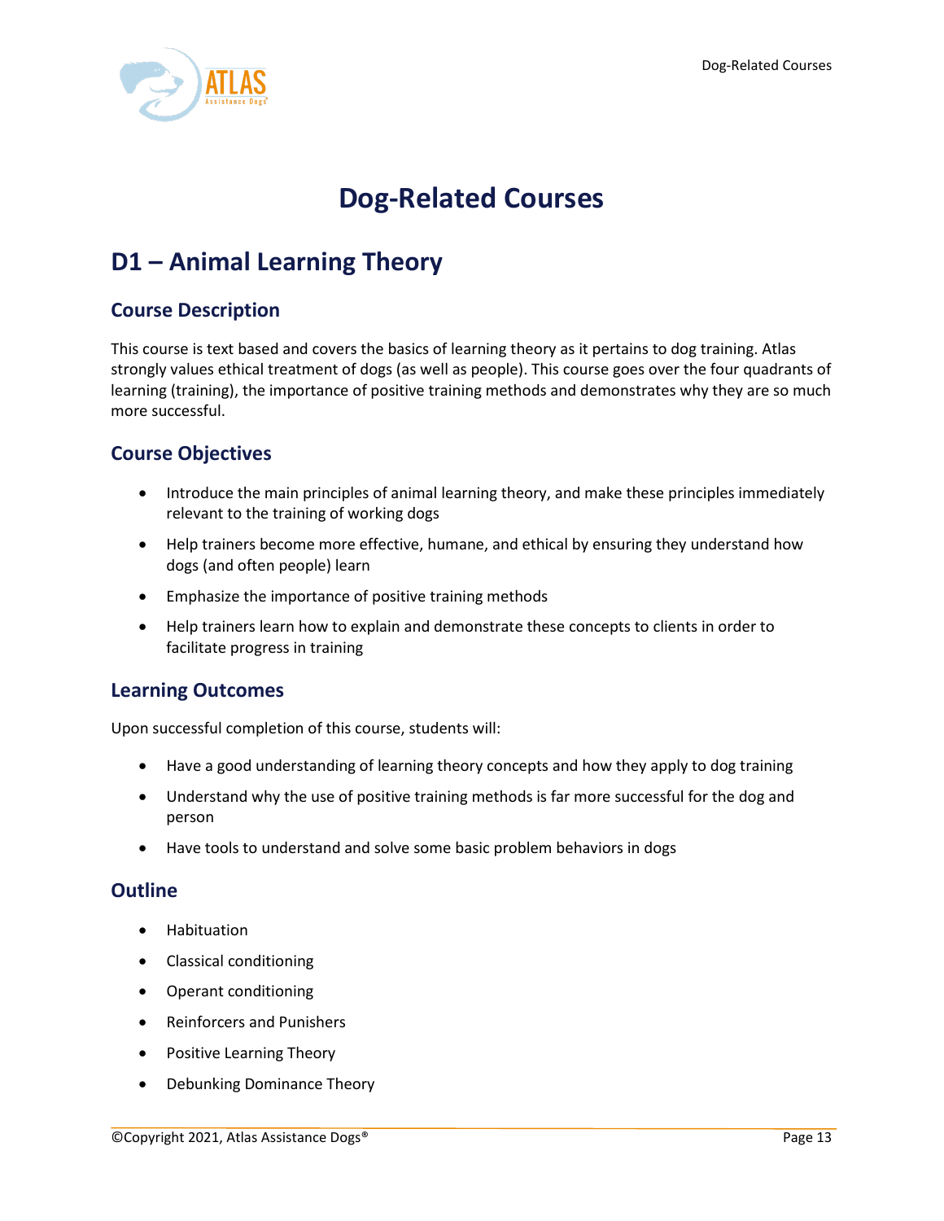# Dog-Related Courses

## D1 – Animal Learning Theory

### Course Description

This course is text based and covers the basics of learning theory as it pertains to dog training. Atlas strongly values ethical treatment of dogs (as well as people). This course goes over the four quadrants of learning (training), the importance of positive training methods and demonstrates why they are so much more successful.

### Course Objectives

- Introduce the main principles of animal learning theory, and make these principles immediately relevant to the training of working dogs
- Help trainers become more effective, humane, and ethical by ensuring they understand how dogs (and often people) learn
- Emphasize the importance of positive training methods
- Help trainers learn how to explain and demonstrate these concepts to clients in order to facilitate progress in training

### Learning Outcomes

Upon successful completion of this course, students will:

- Have a good understanding of learning theory concepts and how they apply to dog training
- Understand why the use of positive training methods is far more successful for the dog and person
- Have tools to understand and solve some basic problem behaviors in dogs

### Outline

- Habituation
- Classical conditioning
- Operant conditioning
- Reinforcers and Punishers
- Positive Learning Theory
- Debunking Dominance Theory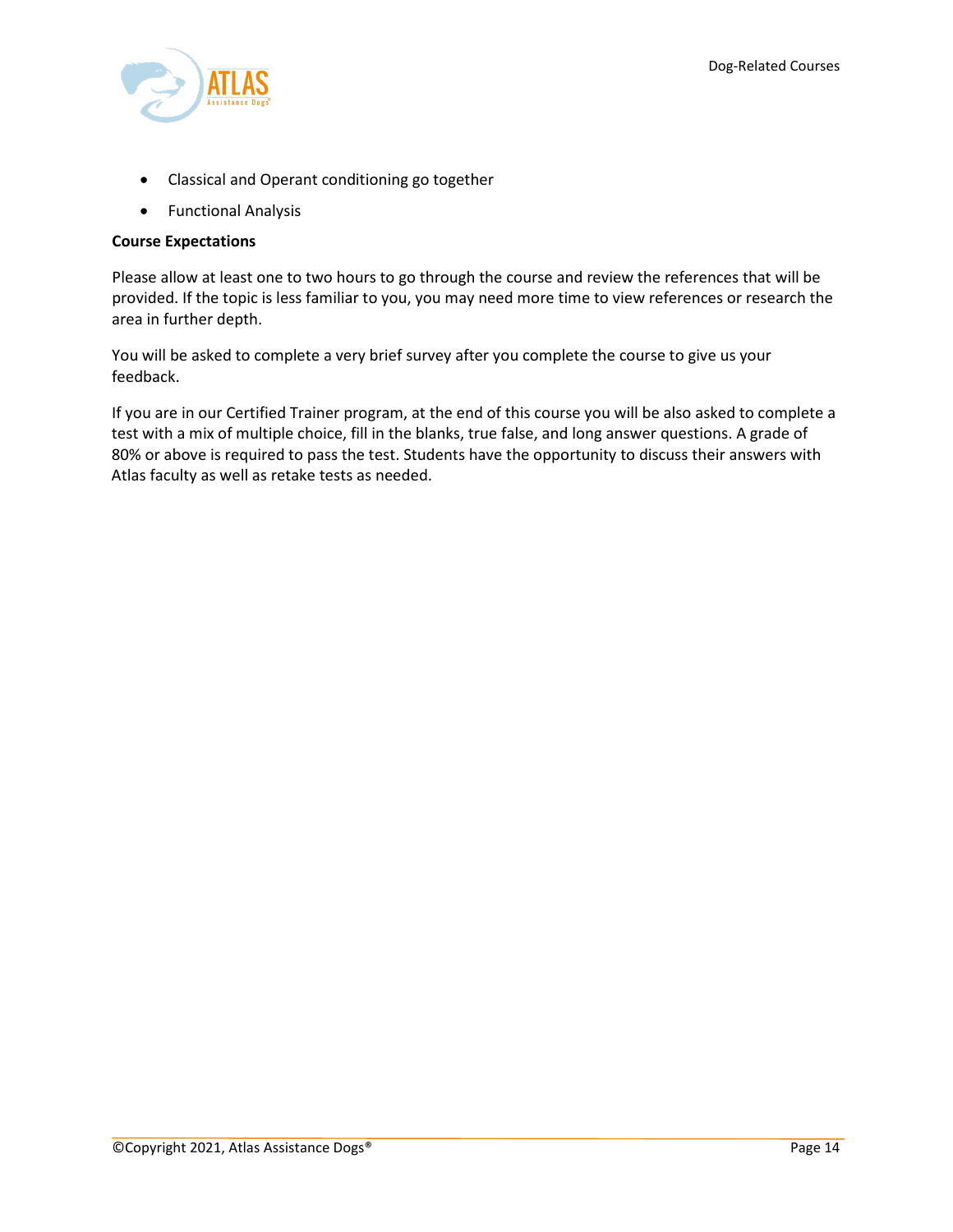- Classical and Operant conditioning go together
- Functional Analysis

**Course Expectations**

Please allow at least one to two hours to go through the course and review the references that will be provided. If the topic is less familiar to you, you may need more time to view references or research the area in further depth.

You will be asked to complete a very brief survey after you complete the course to give us your feedback.

If you are in our Certified Trainer program, at the end of this course you will be also asked to complete a test with a mix of multiple choice, fill in the blanks, true false, and long answer questions. A grade of 80% or above is required to pass the test. Students have the opportunity to discuss their answers with Atlas faculty as well as retake tests as needed.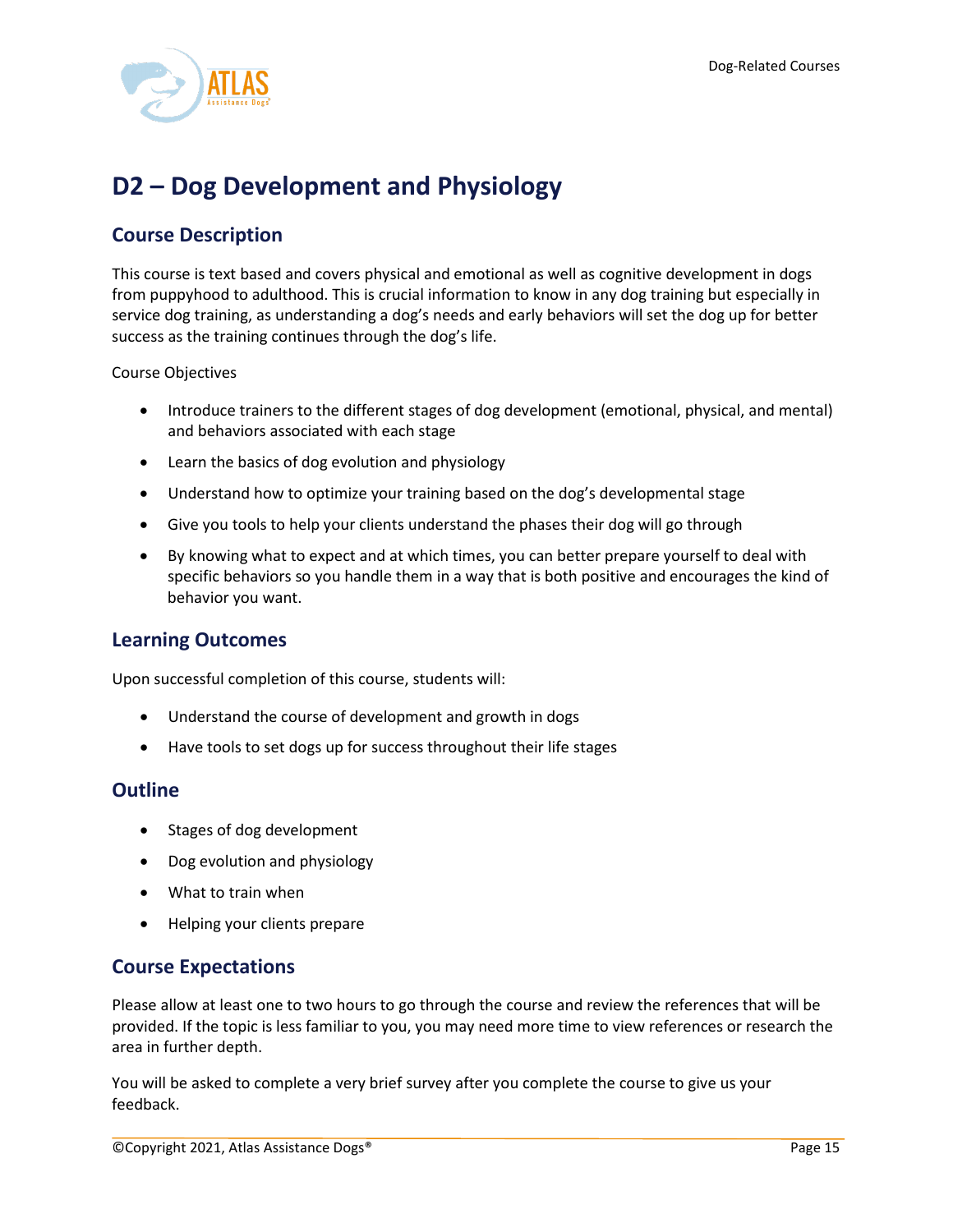# D2 – Dog Development and Physiology

## Course Description

This course is text based and covers physical and emotional as well as cognitive development in dogs from puppyhood to adulthood. This is crucial information to know in any dog training but especially in service dog training, as understanding a dog's needs and early behaviors will set the dog up for better success as the training continues through the dog's life.

Course Objectives

- Introduce trainers to the different stages of dog development (emotional, physical, and mental) and behaviors associated with each stage
- Learn the basics of dog evolution and physiology
- Understand how to optimize your training based on the dog's developmental stage
- Give you tools to help your clients understand the phases their dog will go through
- By knowing what to expect and at which times, you can better prepare yourself to deal with specific behaviors so you handle them in a way that is both positive and encourages the kind of behavior you want.

## Learning Outcomes

Upon successful completion of this course, students will:

- Understand the course of development and growth in dogs
- Have tools to set dogs up for success throughout their life stages

## Outline

- Stages of dog development
- Dog evolution and physiology
- What to train when
- Helping your clients prepare

## Course Expectations

Please allow at least one to two hours to go through the course and review the references that will be provided. If the topic is less familiar to you, you may need more time to view references or research the area in further depth.

You will be asked to complete a very brief survey after you complete the course to give us your feedback.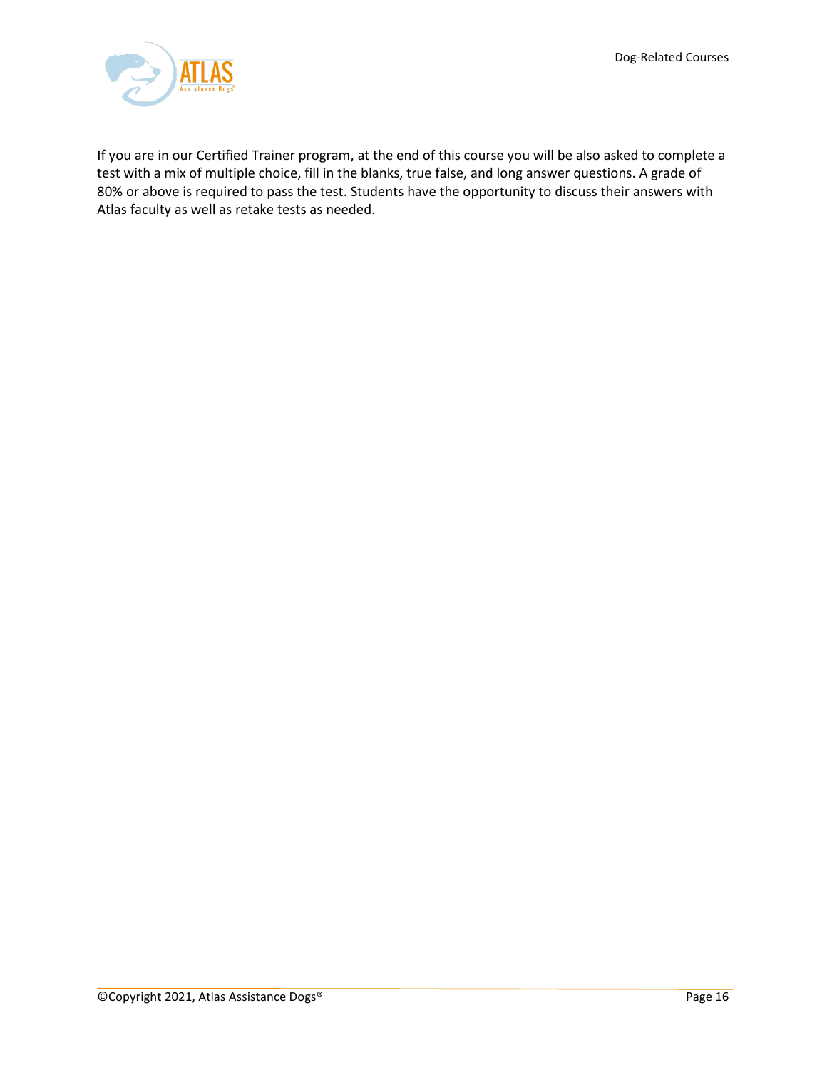If you are in our Certified Trainer program, at the end of this course you will be also asked to complete a test with a mix of multiple choice, fill in the blanks, true false, and long answer questions. A grade of 80% or above is required to pass the test. Students have the opportunity to discuss their answers with Atlas faculty as well as retake tests as needed.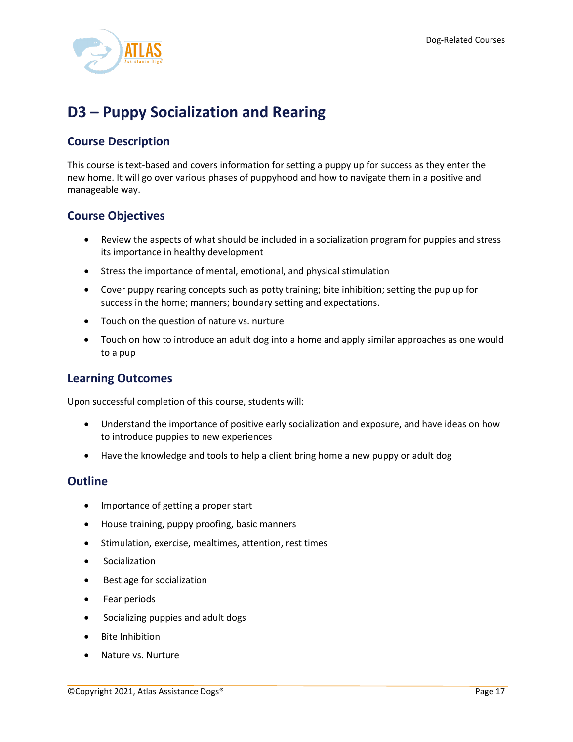# D3 – Puppy Socialization and Rearing

## Course Description

This course is text-based and covers information for setting a puppy up for success as they enter the new home. It will go over various phases of puppyhood and how to navigate them in a positive and manageable way.

## Course Objectives

- Review the aspects of what should be included in a socialization program for puppies and stress its importance in healthy development
- Stress the importance of mental, emotional, and physical stimulation
- Cover puppy rearing concepts such as potty training; bite inhibition; setting the pup up for success in the home; manners; boundary setting and expectations.
- Touch on the question of nature vs. nurture
- Touch on how to introduce an adult dog into a home and apply similar approaches as one would to a pup

## Learning Outcomes

Upon successful completion of this course, students will:

- Understand the importance of positive early socialization and exposure, and have ideas on how to introduce puppies to new experiences
- Have the knowledge and tools to help a client bring home a new puppy or adult dog

## Outline

- Importance of getting a proper start
- House training, puppy proofing, basic manners
- Stimulation, exercise, mealtimes, attention, rest times
- Socialization
- Best age for socialization
- Fear periods
- Socializing puppies and adult dogs
- Bite Inhibition
- Nature vs. Nurture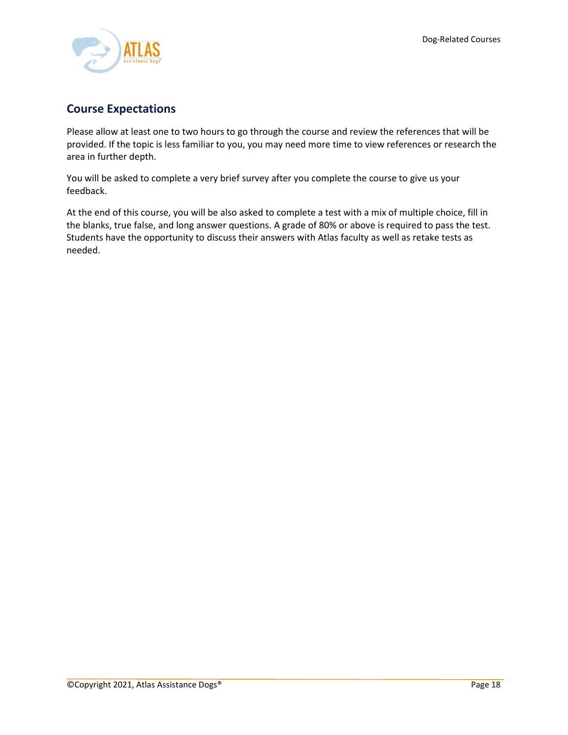## Course Expectations

Please allow at least one to two hours to go through the course and review the references that will be provided. If the topic is less familiar to you, you may need more time to view references or research the area in further depth.

You will be asked to complete a very brief survey after you complete the course to give us your feedback.

At the end of this course, you will be also asked to complete a test with a mix of multiple choice, fill in the blanks, true false, and long answer questions. A grade of 80% or above is required to pass the test. Students have the opportunity to discuss their answers with Atlas faculty as well as retake tests as needed.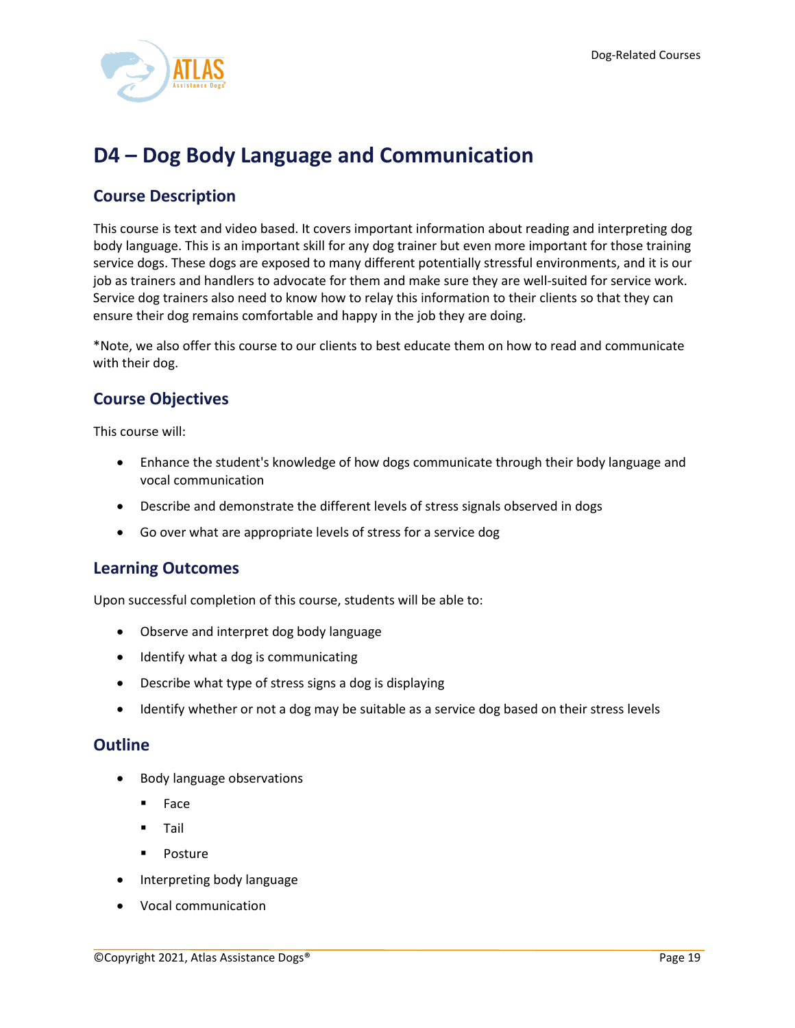# D4 – Dog Body Language and Communication

## Course Description

This course is text and video based. It covers important information about reading and interpreting dog body language. This is an important skill for any dog trainer but even more important for those training service dogs. These dogs are exposed to many different potentially stressful environments, and it is our job as trainers and handlers to advocate for them and make sure they are well-suited for service work. Service dog trainers also need to know how to relay this information to their clients so that they can ensure their dog remains comfortable and happy in the job they are doing.

*Note, we also offer this course to our clients to best educate them on how to read and communicate with their dog.

## Course Objectives

This course will:

- Enhance the student's knowledge of how dogs communicate through their body language and vocal communication
- Describe and demonstrate the different levels of stress signals observed in dogs
- Go over what are appropriate levels of stress for a service dog

## Learning Outcomes

Upon successful completion of this course, students will be able to:

- Observe and interpret dog body language
- Identify what a dog is communicating
- Describe what type of stress signs a dog is displaying
- Identify whether or not a dog may be suitable as a service dog based on their stress levels

## Outline

- Body language observations
  - Face
  - Tail
  - Posture
- Interpreting body language
- Vocal communication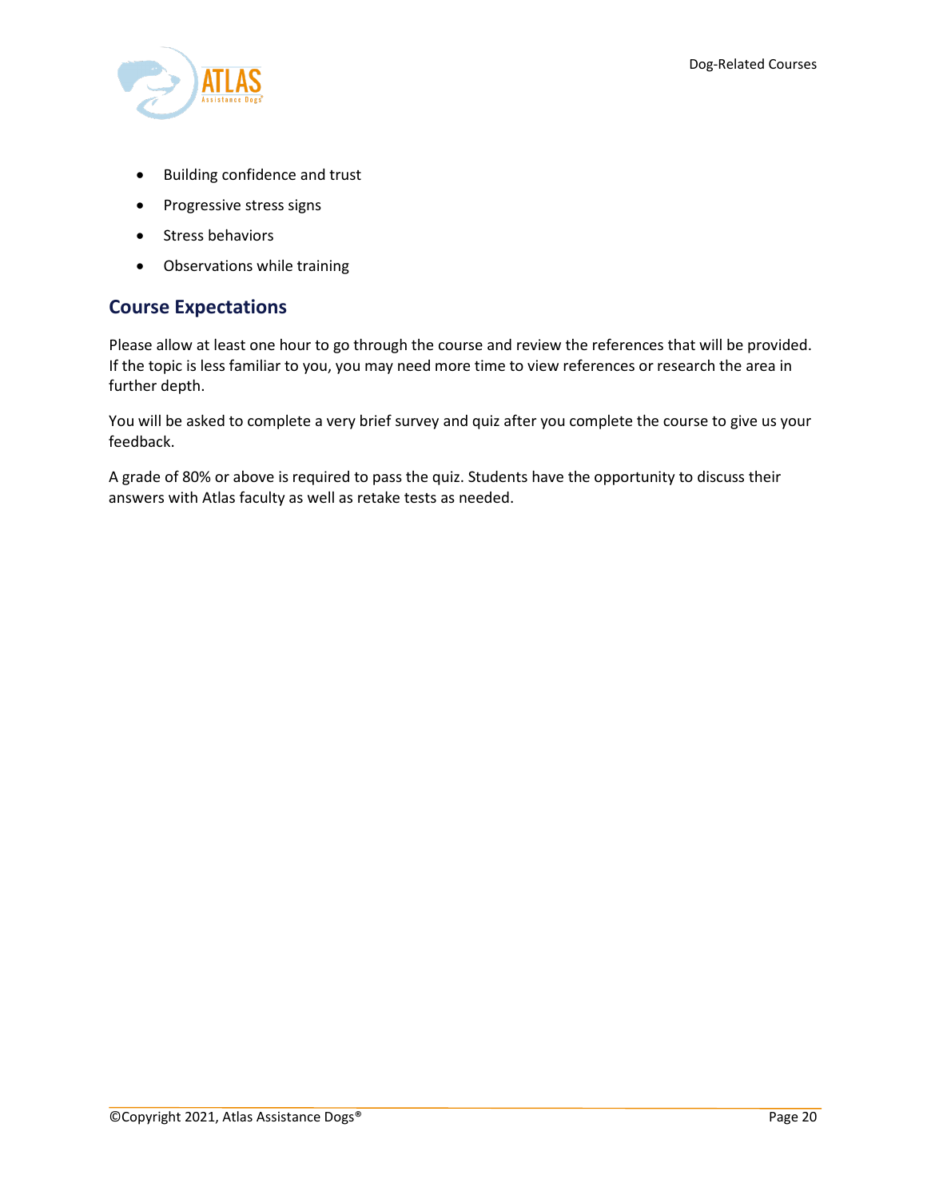- Building confidence and trust
- Progressive stress signs
- Stress behaviors
- Observations while training

## Course Expectations

Please allow at least one hour to go through the course and review the references that will be provided. If the topic is less familiar to you, you may need more time to view references or research the area in further depth.

You will be asked to complete a very brief survey and quiz after you complete the course to give us your feedback.

A grade of 80% or above is required to pass the quiz. Students have the opportunity to discuss their answers with Atlas faculty as well as retake tests as needed.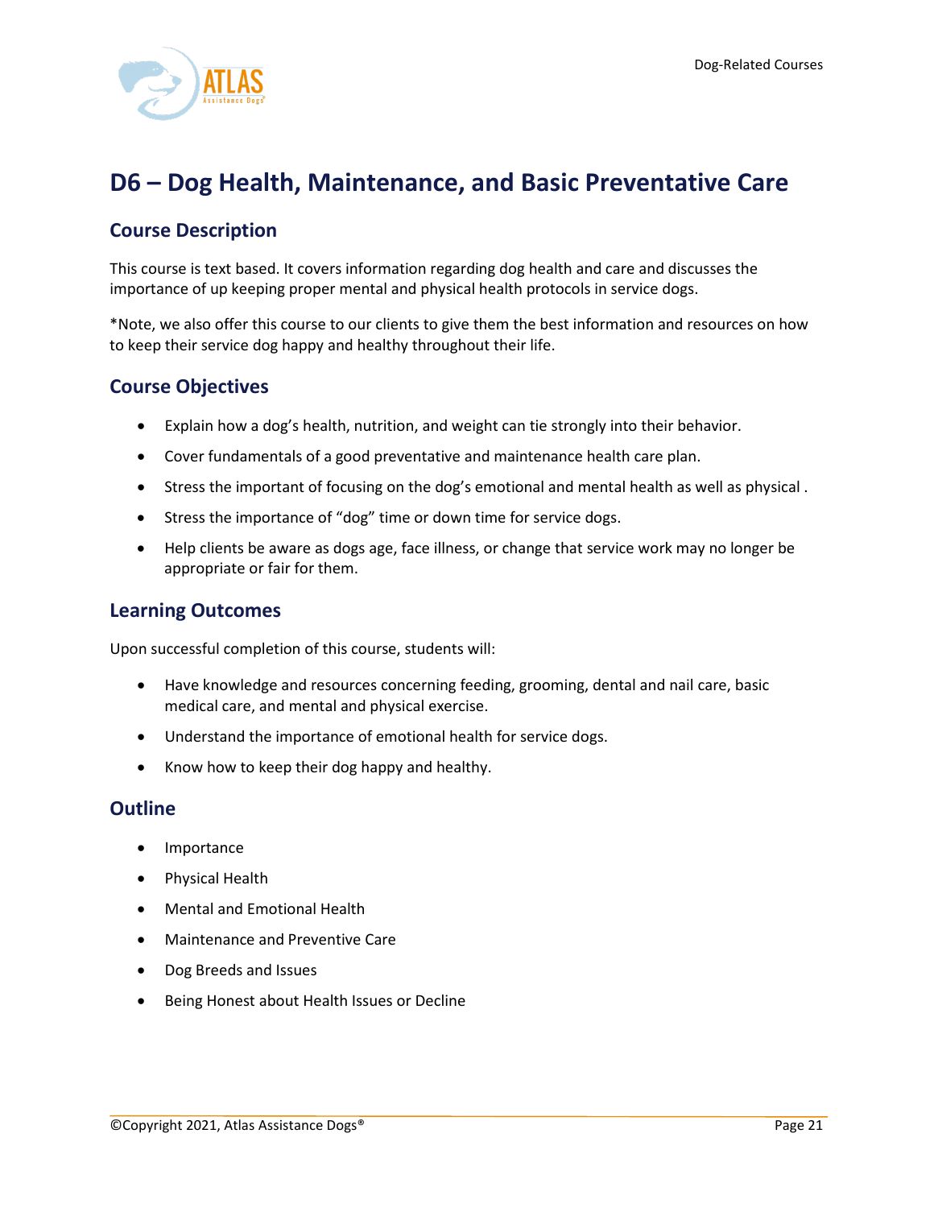# D6 – Dog Health, Maintenance, and Basic Preventative Care

## Course Description

This course is text based. It covers information regarding dog health and care and discusses the importance of up keeping proper mental and physical health protocols in service dogs.

*Note, we also offer this course to our clients to give them the best information and resources on how to keep their service dog happy and healthy throughout their life.

## Course Objectives

- Explain how a dog's health, nutrition, and weight can tie strongly into their behavior.
- Cover fundamentals of a good preventative and maintenance health care plan.
- Stress the important of focusing on the dog's emotional and mental health as well as physical .
- Stress the importance of "dog" time or down time for service dogs.
- Help clients be aware as dogs age, face illness, or change that service work may no longer be appropriate or fair for them.

## Learning Outcomes

Upon successful completion of this course, students will:

- Have knowledge and resources concerning feeding, grooming, dental and nail care, basic medical care, and mental and physical exercise.
- Understand the importance of emotional health for service dogs.
- Know how to keep their dog happy and healthy.

## Outline

- Importance
- Physical Health
- Mental and Emotional Health
- Maintenance and Preventive Care
- Dog Breeds and Issues
- Being Honest about Health Issues or Decline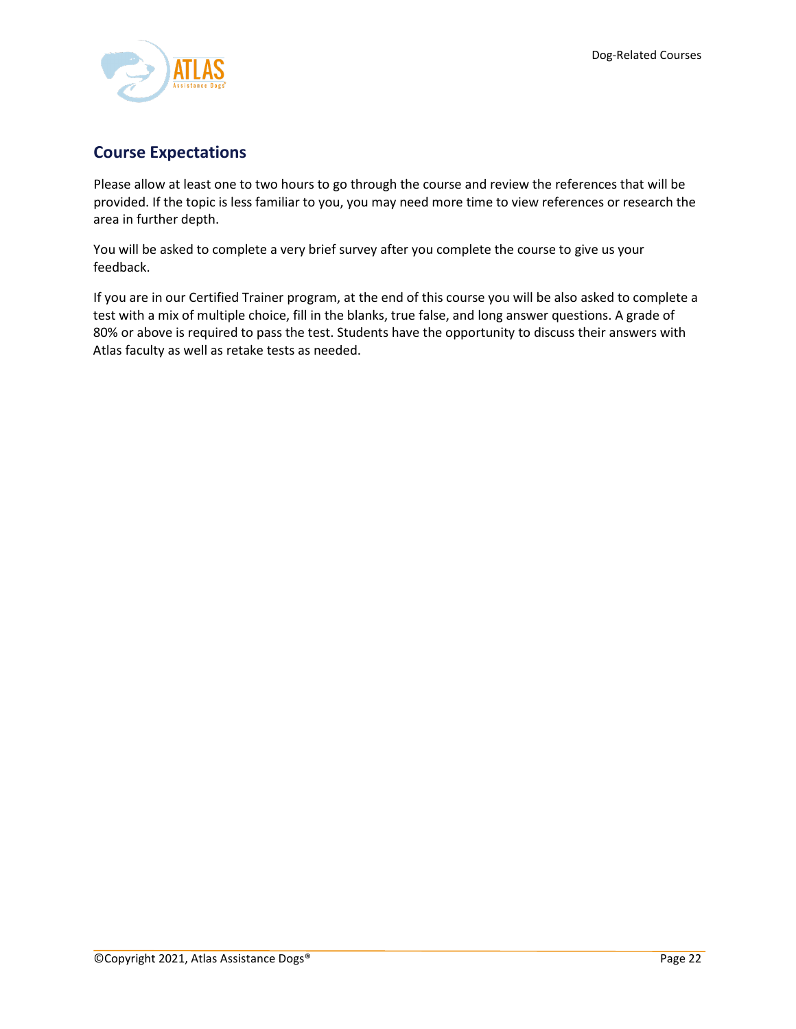## Course Expectations

Please allow at least one to two hours to go through the course and review the references that will be provided. If the topic is less familiar to you, you may need more time to view references or research the area in further depth.

You will be asked to complete a very brief survey after you complete the course to give us your feedback.

If you are in our Certified Trainer program, at the end of this course you will be also asked to complete a test with a mix of multiple choice, fill in the blanks, true false, and long answer questions. A grade of 80% or above is required to pass the test. Students have the opportunity to discuss their answers with Atlas faculty as well as retake tests as needed.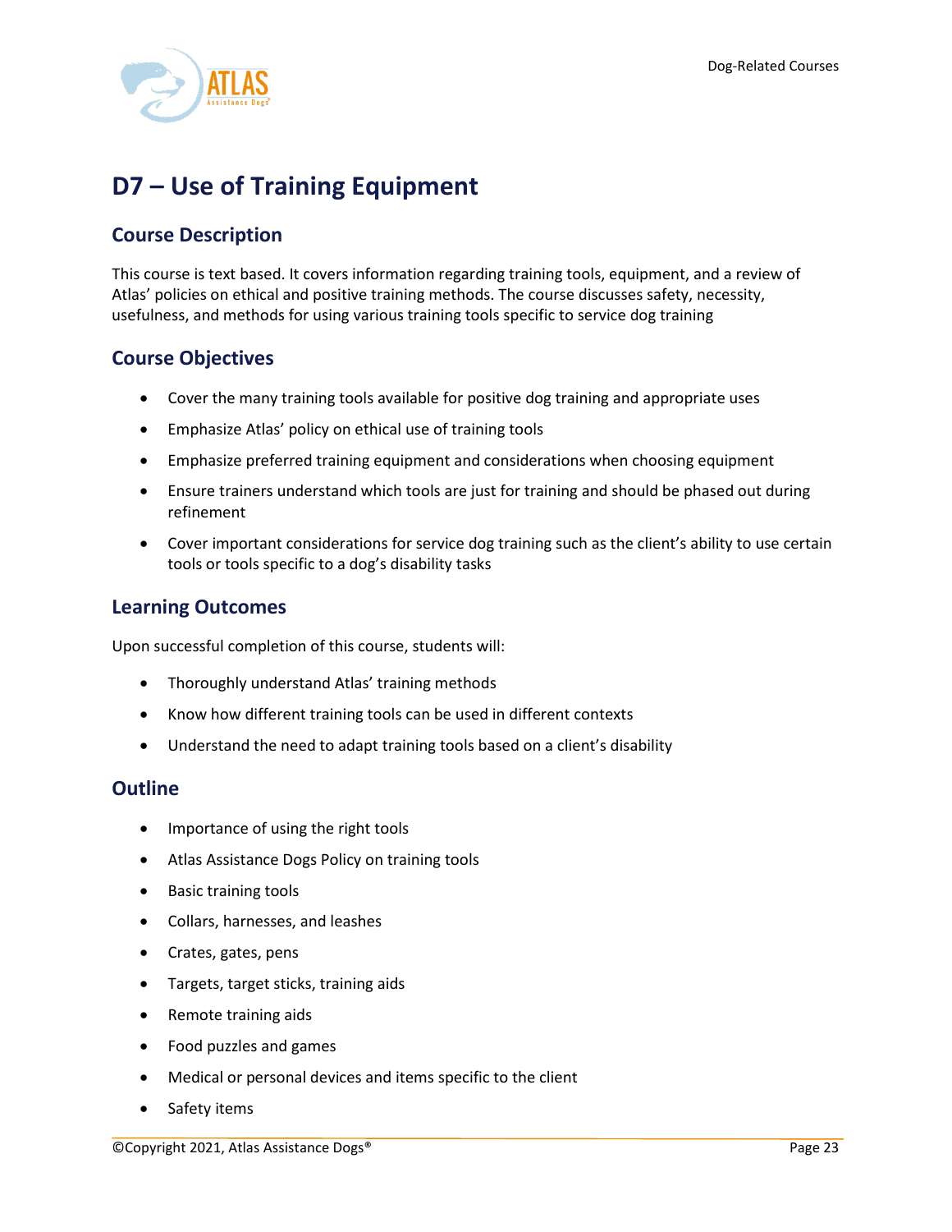# D7 – Use of Training Equipment

## Course Description

This course is text based. It covers information regarding training tools, equipment, and a review of Atlas' policies on ethical and positive training methods. The course discusses safety, necessity, usefulness, and methods for using various training tools specific to service dog training

## Course Objectives

- Cover the many training tools available for positive dog training and appropriate uses
- Emphasize Atlas' policy on ethical use of training tools
- Emphasize preferred training equipment and considerations when choosing equipment
- Ensure trainers understand which tools are just for training and should be phased out during refinement
- Cover important considerations for service dog training such as the client's ability to use certain tools or tools specific to a dog's disability tasks

## Learning Outcomes

Upon successful completion of this course, students will:

- Thoroughly understand Atlas' training methods
- Know how different training tools can be used in different contexts
- Understand the need to adapt training tools based on a client's disability

## Outline

- Importance of using the right tools
- Atlas Assistance Dogs Policy on training tools
- Basic training tools
- Collars, harnesses, and leashes
- Crates, gates, pens
- Targets, target sticks, training aids
- Remote training aids
- Food puzzles and games
- Medical or personal devices and items specific to the client
- Safety items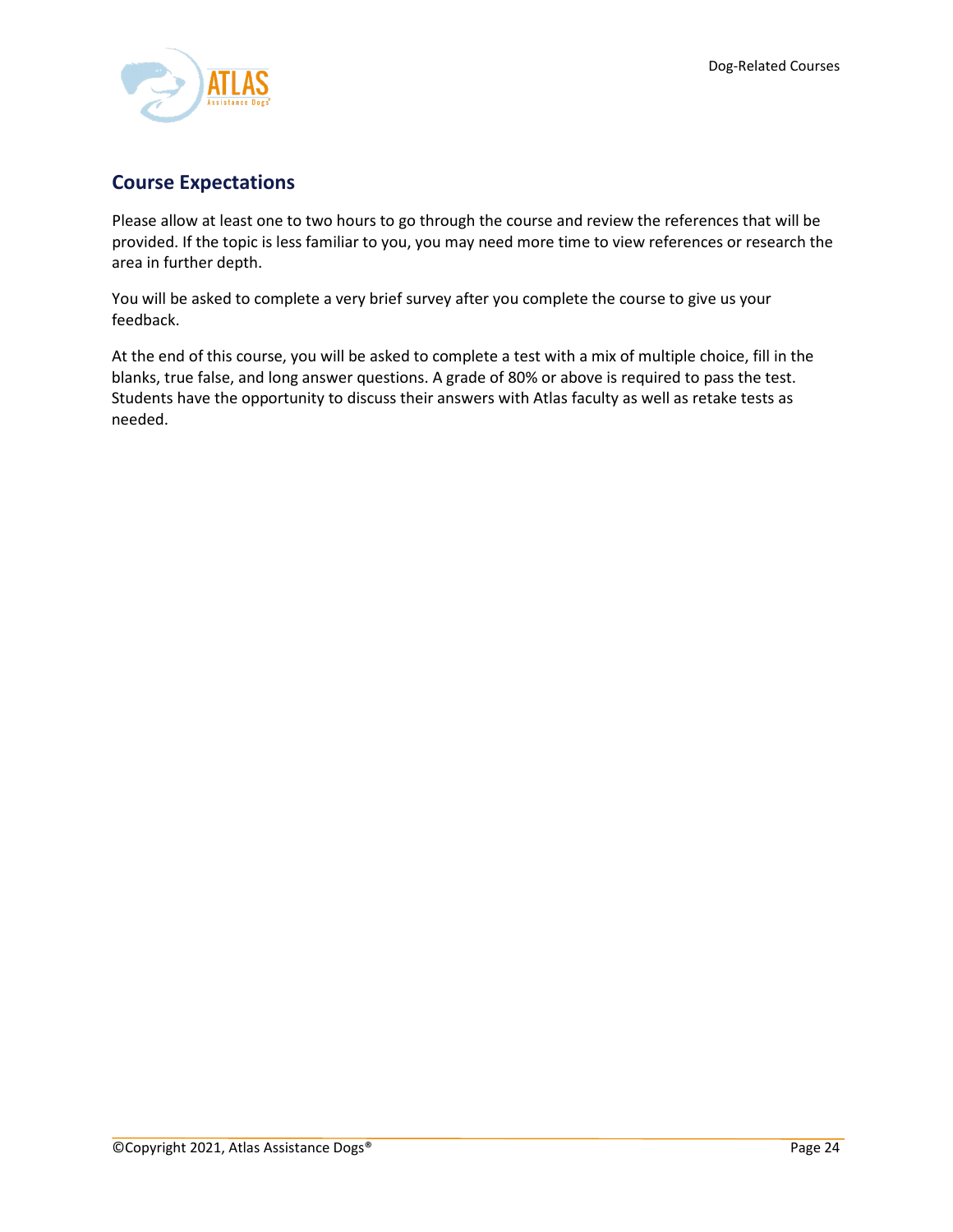## Course Expectations

Please allow at least one to two hours to go through the course and review the references that will be provided. If the topic is less familiar to you, you may need more time to view references or research the area in further depth.

You will be asked to complete a very brief survey after you complete the course to give us your feedback.

At the end of this course, you will be asked to complete a test with a mix of multiple choice, fill in the blanks, true false, and long answer questions. A grade of 80% or above is required to pass the test. Students have the opportunity to discuss their answers with Atlas faculty as well as retake tests as needed.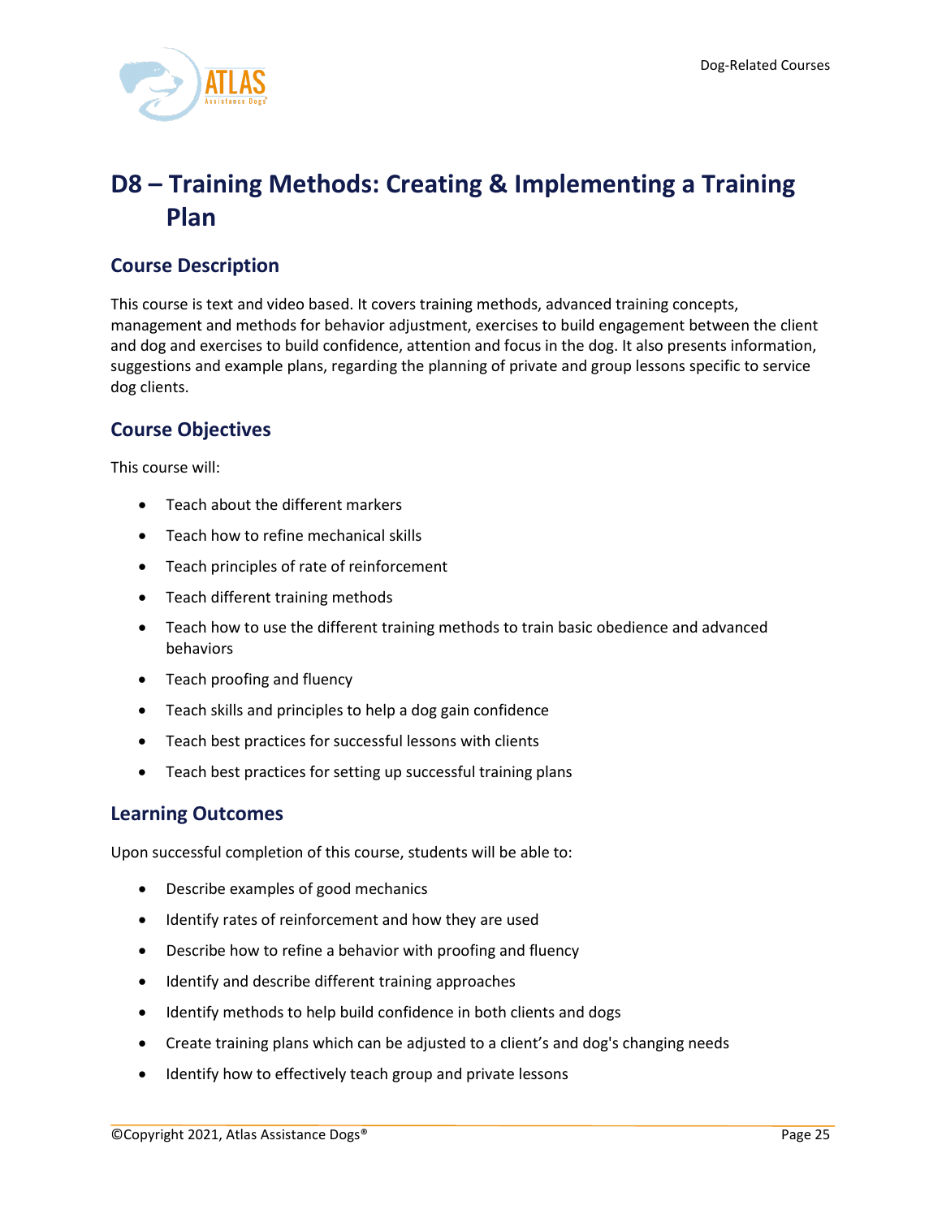# D8 – Training Methods: Creating & Implementing a Training Plan

## Course Description

This course is text and video based. It covers training methods, advanced training concepts, management and methods for behavior adjustment, exercises to build engagement between the client and dog and exercises to build confidence, attention and focus in the dog. It also presents information, suggestions and example plans, regarding the planning of private and group lessons specific to service dog clients.

## Course Objectives

This course will:

- Teach about the different markers
- Teach how to refine mechanical skills
- Teach principles of rate of reinforcement
- Teach different training methods
- Teach how to use the different training methods to train basic obedience and advanced behaviors
- Teach proofing and fluency
- Teach skills and principles to help a dog gain confidence
- Teach best practices for successful lessons with clients
- Teach best practices for setting up successful training plans

## Learning Outcomes

Upon successful completion of this course, students will be able to:

- Describe examples of good mechanics
- Identify rates of reinforcement and how they are used
- Describe how to refine a behavior with proofing and fluency
- Identify and describe different training approaches
- Identify methods to help build confidence in both clients and dogs
- Create training plans which can be adjusted to a client's and dog's changing needs
- Identify how to effectively teach group and private lessons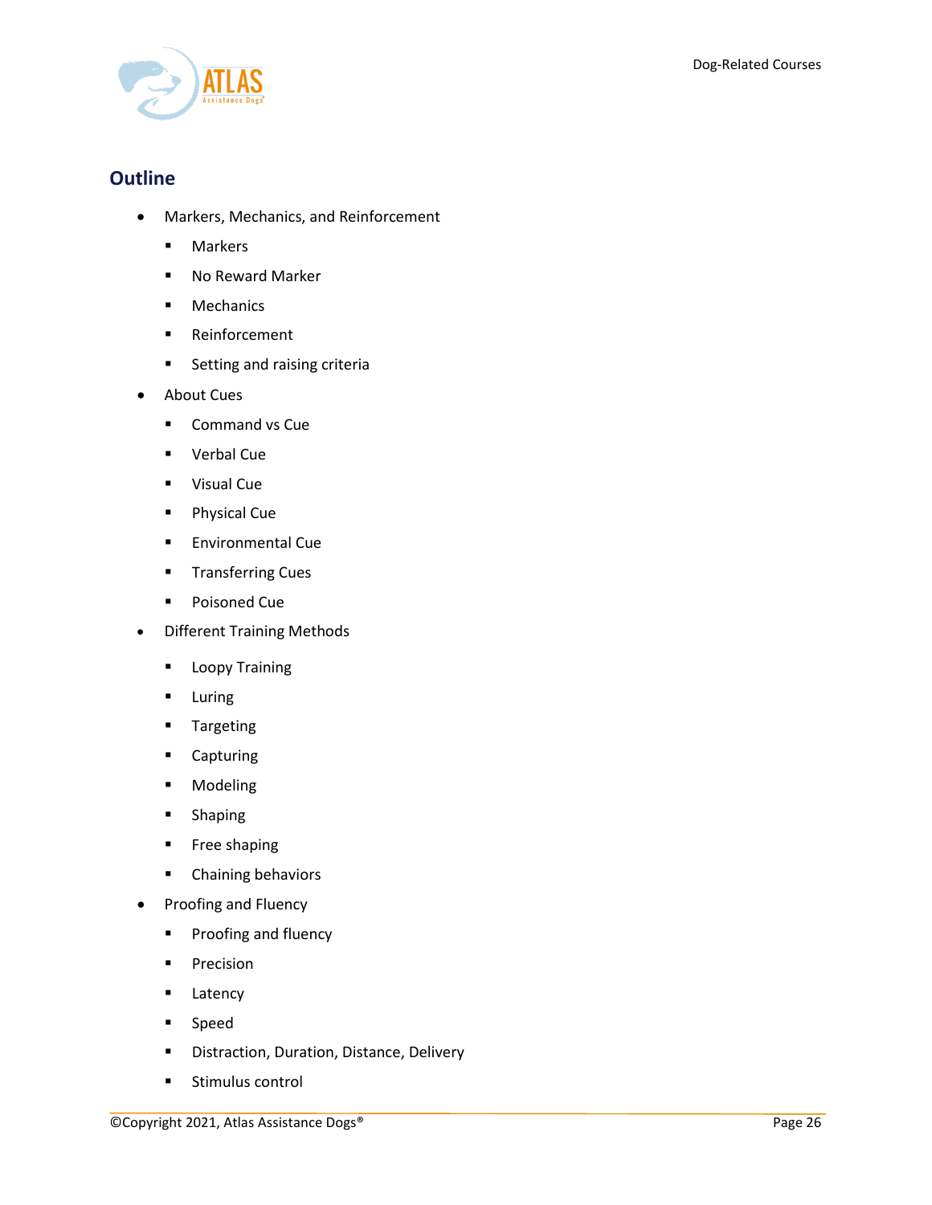## Outline

- Markers, Mechanics, and Reinforcement
  - Markers
  - No Reward Marker
  - Mechanics
  - Reinforcement
  - Setting and raising criteria
- About Cues
  - Command vs Cue
  - Verbal Cue
  - Visual Cue
  - Physical Cue
  - Environmental Cue
  - Transferring Cues
  - Poisoned Cue
- Different Training Methods
  - Loopy Training
  - Luring
  - Targeting
  - Capturing
  - Modeling
  - Shaping
  - Free shaping
  - Chaining behaviors
- Proofing and Fluency
  - Proofing and fluency
  - Precision
  - Latency
  - Speed
  - Distraction, Duration, Distance, Delivery
  - Stimulus control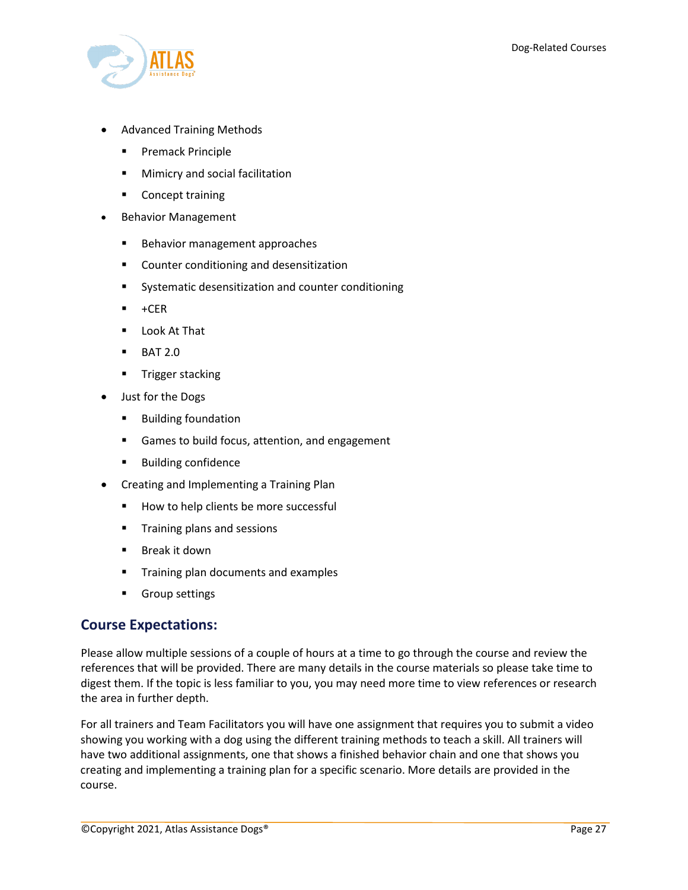- Advanced Training Methods
  - Premack Principle
  - Mimicry and social facilitation
  - Concept training
- Behavior Management
  - Behavior management approaches
  - Counter conditioning and desensitization
  - Systematic desensitization and counter conditioning
  - +CER
  - Look At That
  - BAT 2.0
  - Trigger stacking
- Just for the Dogs
  - Building foundation
  - Games to build focus, attention, and engagement
  - Building confidence
- Creating and Implementing a Training Plan
  - How to help clients be more successful
  - Training plans and sessions
  - Break it down
  - Training plan documents and examples
  - Group settings

## Course Expectations:

Please allow multiple sessions of a couple of hours at a time to go through the course and review the references that will be provided. There are many details in the course materials so please take time to digest them. If the topic is less familiar to you, you may need more time to view references or research the area in further depth.

For all trainers and Team Facilitators you will have one assignment that requires you to submit a video showing you working with a dog using the different training methods to teach a skill. All trainers will have two additional assignments, one that shows a finished behavior chain and one that shows you creating and implementing a training plan for a specific scenario. More details are provided in the course.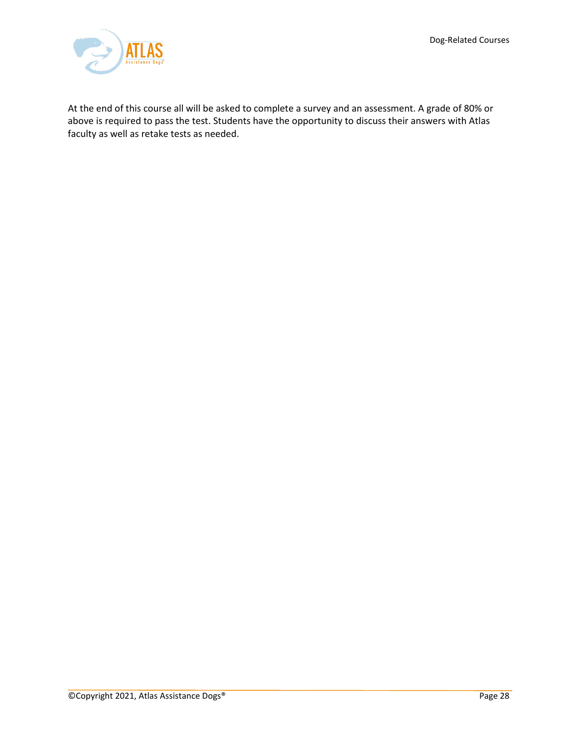At the end of this course all will be asked to complete a survey and an assessment. A grade of 80% or above is required to pass the test. Students have the opportunity to discuss their answers with Atlas faculty as well as retake tests as needed.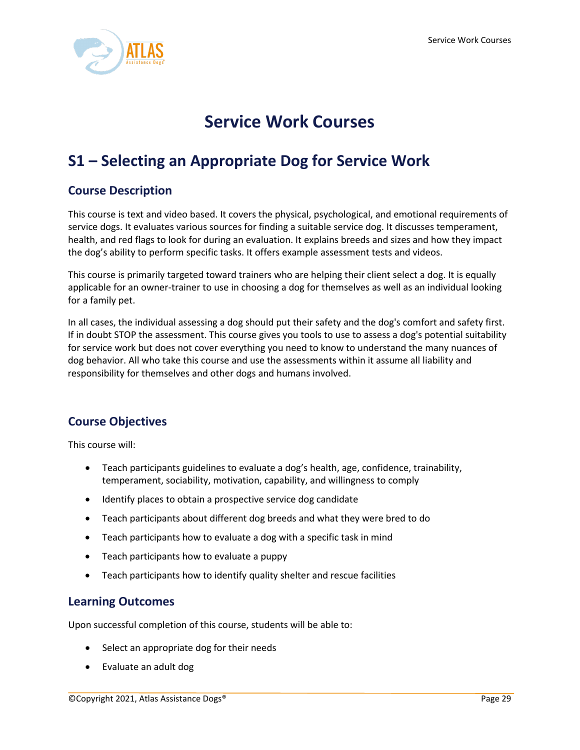# Service Work Courses

## S1 – Selecting an Appropriate Dog for Service Work

### Course Description

This course is text and video based. It covers the physical, psychological, and emotional requirements of service dogs. It evaluates various sources for finding a suitable service dog. It discusses temperament, health, and red flags to look for during an evaluation. It explains breeds and sizes and how they impact the dog's ability to perform specific tasks. It offers example assessment tests and videos.

This course is primarily targeted toward trainers who are helping their client select a dog. It is equally applicable for an owner-trainer to use in choosing a dog for themselves as well as an individual looking for a family pet.

In all cases, the individual assessing a dog should put their safety and the dog's comfort and safety first. If in doubt STOP the assessment. This course gives you tools to use to assess a dog's potential suitability for service work but does not cover everything you need to know to understand the many nuances of dog behavior. All who take this course and use the assessments within it assume all liability and responsibility for themselves and other dogs and humans involved.

### Course Objectives

This course will:

- Teach participants guidelines to evaluate a dog's health, age, confidence, trainability, temperament, sociability, motivation, capability, and willingness to comply
- Identify places to obtain a prospective service dog candidate
- Teach participants about different dog breeds and what they were bred to do
- Teach participants how to evaluate a dog with a specific task in mind
- Teach participants how to evaluate a puppy
- Teach participants how to identify quality shelter and rescue facilities

### Learning Outcomes

Upon successful completion of this course, students will be able to:

- Select an appropriate dog for their needs
- Evaluate an adult dog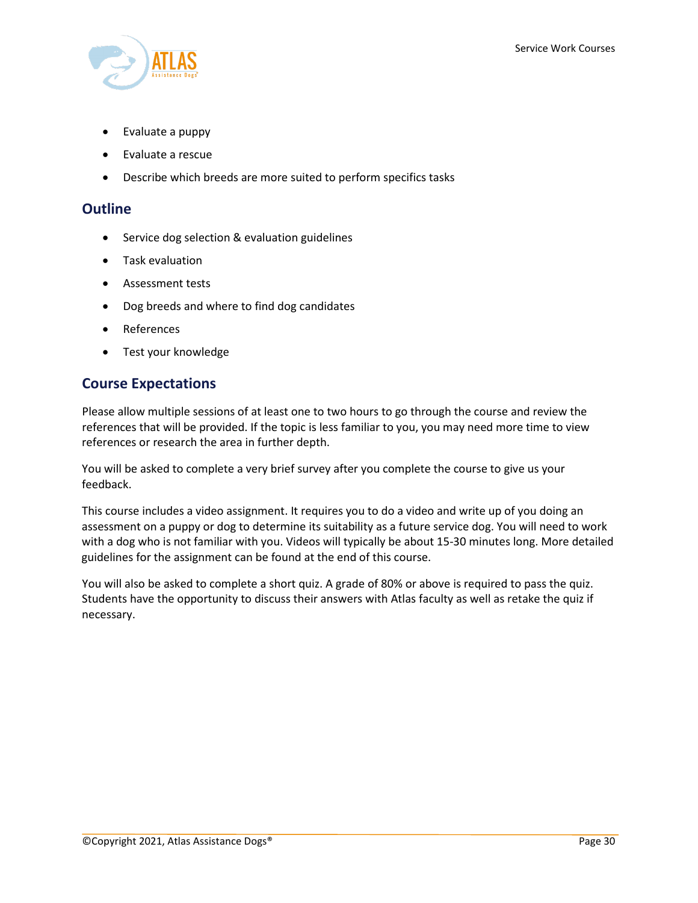- Evaluate a puppy
- Evaluate a rescue
- Describe which breeds are more suited to perform specifics tasks

## Outline

- Service dog selection & evaluation guidelines
- Task evaluation
- Assessment tests
- Dog breeds and where to find dog candidates
- References
- Test your knowledge

## Course Expectations

Please allow multiple sessions of at least one to two hours to go through the course and review the references that will be provided. If the topic is less familiar to you, you may need more time to view references or research the area in further depth.

You will be asked to complete a very brief survey after you complete the course to give us your feedback.

This course includes a video assignment. It requires you to do a video and write up of you doing an assessment on a puppy or dog to determine its suitability as a future service dog. You will need to work with a dog who is not familiar with you. Videos will typically be about 15-30 minutes long. More detailed guidelines for the assignment can be found at the end of this course.

You will also be asked to complete a short quiz. A grade of 80% or above is required to pass the quiz. Students have the opportunity to discuss their answers with Atlas faculty as well as retake the quiz if necessary.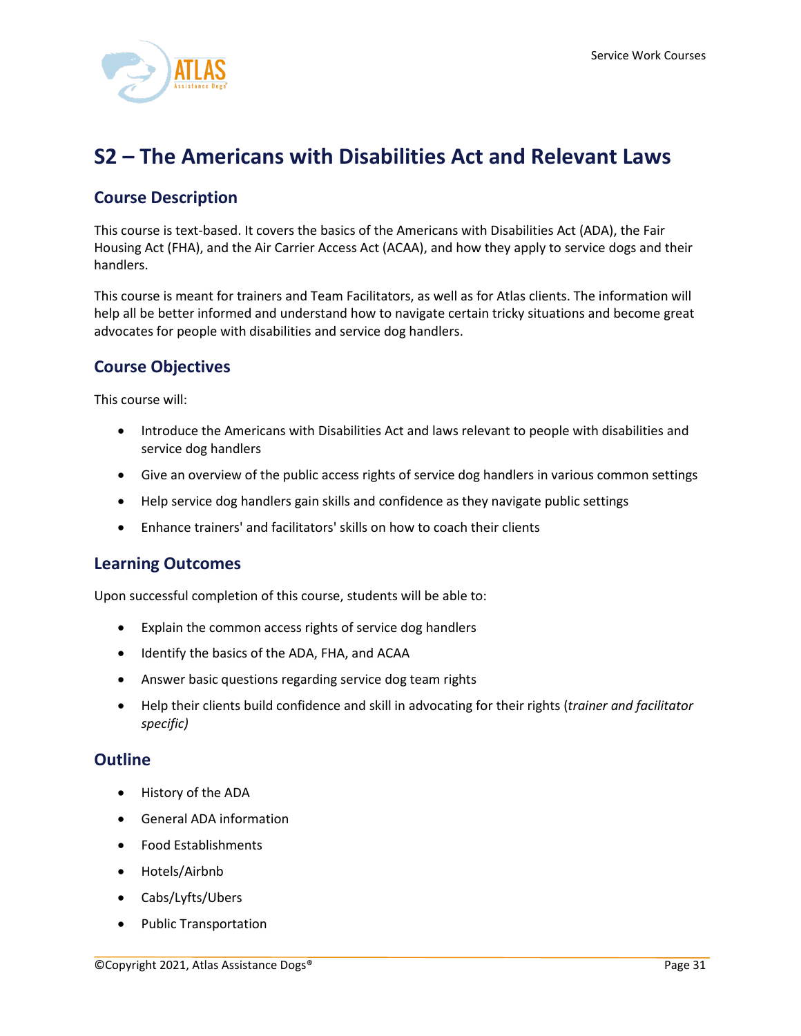# S2 – The Americans with Disabilities Act and Relevant Laws

## Course Description

This course is text-based. It covers the basics of the Americans with Disabilities Act (ADA), the Fair Housing Act (FHA), and the Air Carrier Access Act (ACAA), and how they apply to service dogs and their handlers.

This course is meant for trainers and Team Facilitators, as well as for Atlas clients. The information will help all be better informed and understand how to navigate certain tricky situations and become great advocates for people with disabilities and service dog handlers.

## Course Objectives

This course will:

- Introduce the Americans with Disabilities Act and laws relevant to people with disabilities and service dog handlers
- Give an overview of the public access rights of service dog handlers in various common settings
- Help service dog handlers gain skills and confidence as they navigate public settings
- Enhance trainers' and facilitators' skills on how to coach their clients

## Learning Outcomes

Upon successful completion of this course, students will be able to:

- Explain the common access rights of service dog handlers
- Identify the basics of the ADA, FHA, and ACAA
- Answer basic questions regarding service dog team rights
- Help their clients build confidence and skill in advocating for their rights (*trainer and facilitator specific)*

## Outline

- History of the ADA
- General ADA information
- Food Establishments
- Hotels/Airbnb
- Cabs/Lyfts/Ubers
- Public Transportation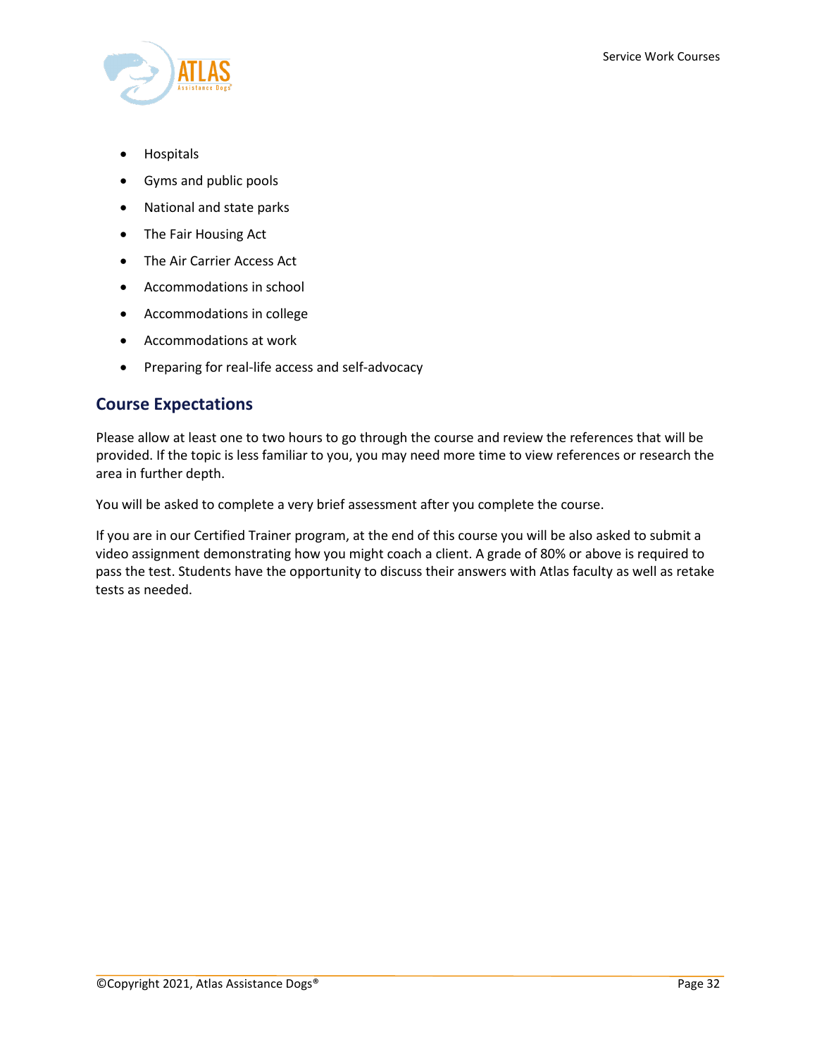- Hospitals
- Gyms and public pools
- National and state parks
- The Fair Housing Act
- The Air Carrier Access Act
- Accommodations in school
- Accommodations in college
- Accommodations at work
- Preparing for real-life access and self-advocacy

## Course Expectations

Please allow at least one to two hours to go through the course and review the references that will be provided. If the topic is less familiar to you, you may need more time to view references or research the area in further depth.

You will be asked to complete a very brief assessment after you complete the course.

If you are in our Certified Trainer program, at the end of this course you will be also asked to submit a video assignment demonstrating how you might coach a client. A grade of 80% or above is required to pass the test. Students have the opportunity to discuss their answers with Atlas faculty as well as retake tests as needed.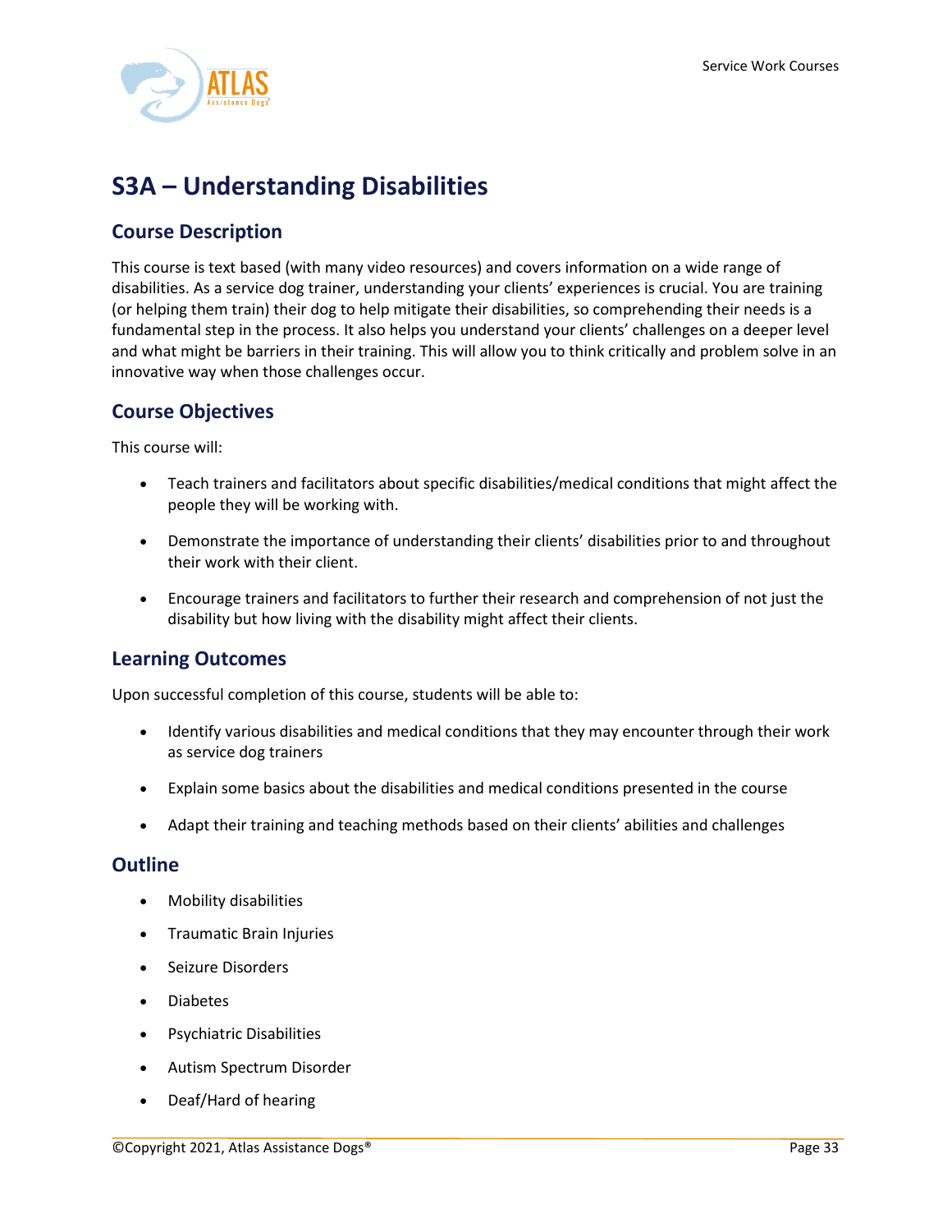# S3A – Understanding Disabilities

## Course Description

This course is text based (with many video resources) and covers information on a wide range of disabilities. As a service dog trainer, understanding your clients' experiences is crucial. You are training (or helping them train) their dog to help mitigate their disabilities, so comprehending their needs is a fundamental step in the process. It also helps you understand your clients' challenges on a deeper level and what might be barriers in their training. This will allow you to think critically and problem solve in an innovative way when those challenges occur.

## Course Objectives

This course will:

- Teach trainers and facilitators about specific disabilities/medical conditions that might affect the people they will be working with.
- Demonstrate the importance of understanding their clients' disabilities prior to and throughout their work with their client.
- Encourage trainers and facilitators to further their research and comprehension of not just the disability but how living with the disability might affect their clients.

## Learning Outcomes

Upon successful completion of this course, students will be able to:

- Identify various disabilities and medical conditions that they may encounter through their work as service dog trainers
- Explain some basics about the disabilities and medical conditions presented in the course
- Adapt their training and teaching methods based on their clients' abilities and challenges

## Outline

- Mobility disabilities
- Traumatic Brain Injuries
- Seizure Disorders
- Diabetes
- Psychiatric Disabilities
- Autism Spectrum Disorder
- Deaf/Hard of hearing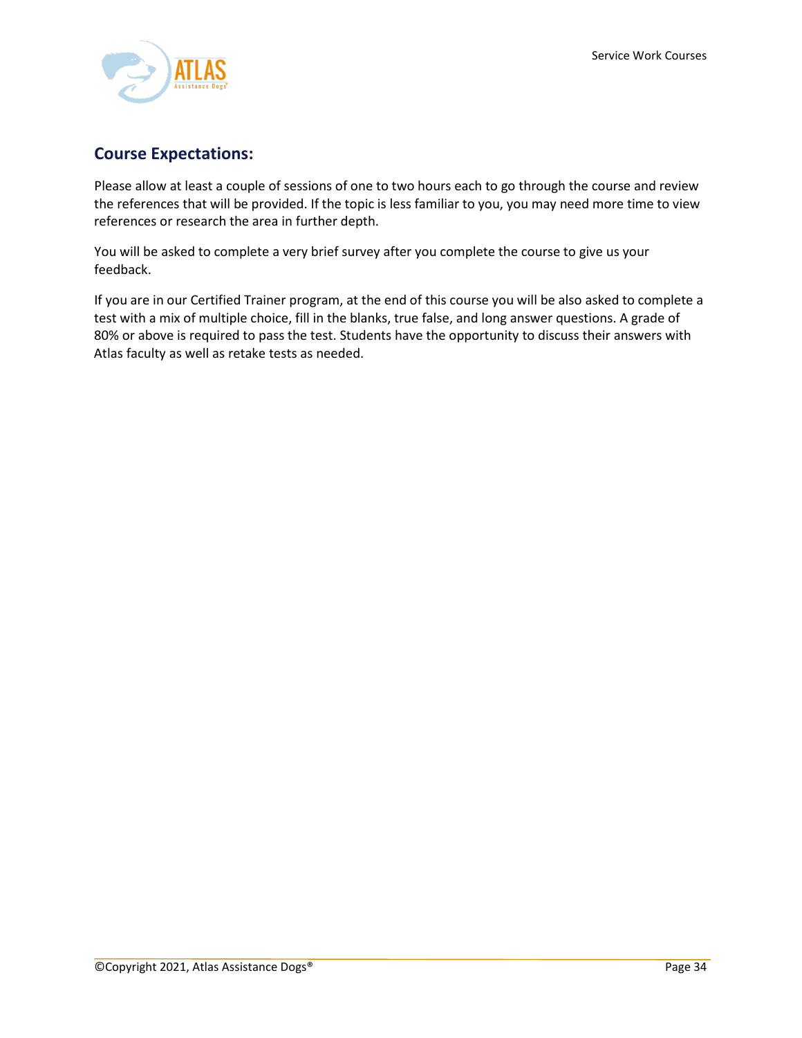## Course Expectations:

Please allow at least a couple of sessions of one to two hours each to go through the course and review the references that will be provided. If the topic is less familiar to you, you may need more time to view references or research the area in further depth.

You will be asked to complete a very brief survey after you complete the course to give us your feedback.

If you are in our Certified Trainer program, at the end of this course you will be also asked to complete a test with a mix of multiple choice, fill in the blanks, true false, and long answer questions. A grade of 80% or above is required to pass the test. Students have the opportunity to discuss their answers with Atlas faculty as well as retake tests as needed.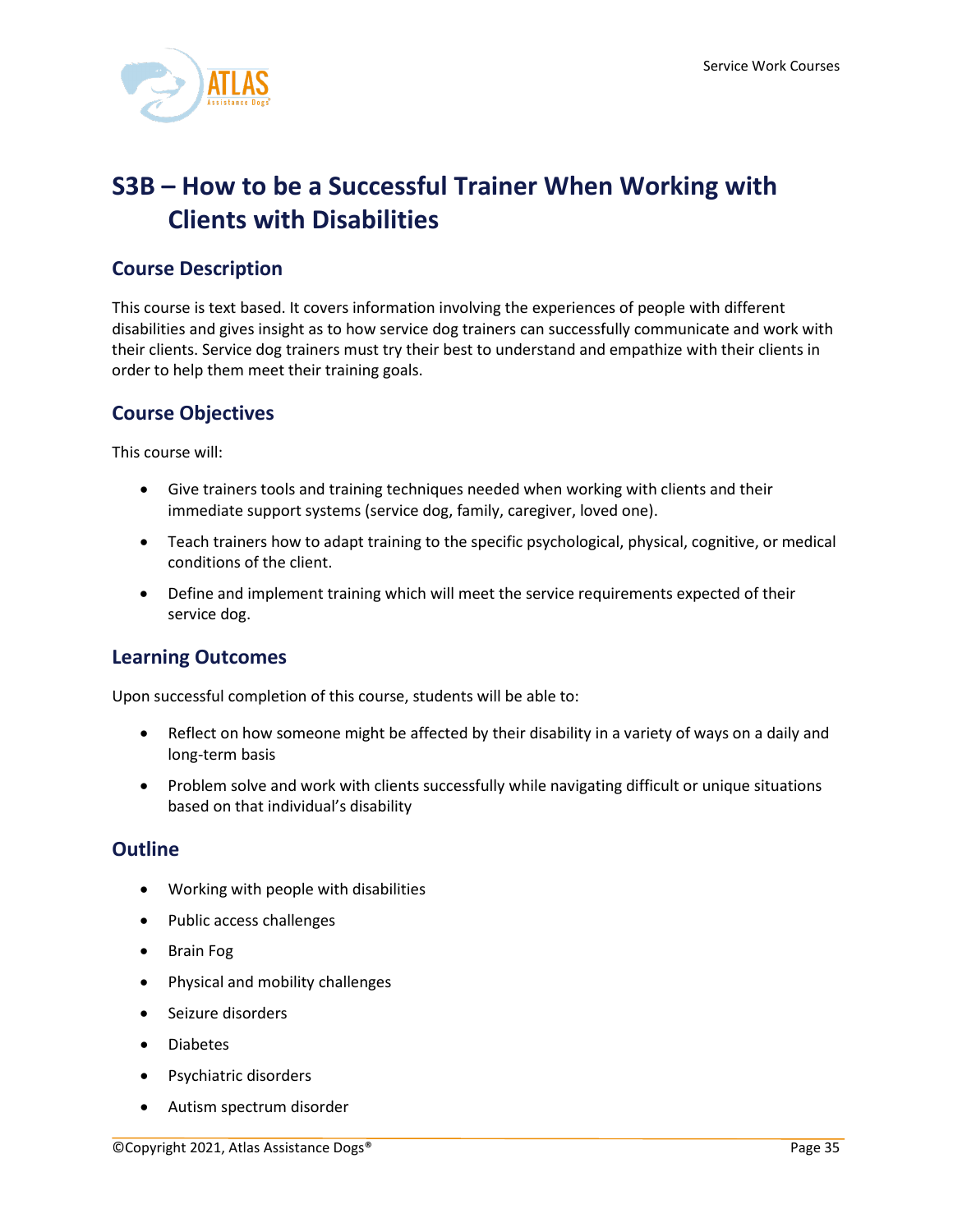# S3B – How to be a Successful Trainer When Working with Clients with Disabilities

## Course Description

This course is text based. It covers information involving the experiences of people with different disabilities and gives insight as to how service dog trainers can successfully communicate and work with their clients. Service dog trainers must try their best to understand and empathize with their clients in order to help them meet their training goals.

## Course Objectives

This course will:

- Give trainers tools and training techniques needed when working with clients and their immediate support systems (service dog, family, caregiver, loved one).
- Teach trainers how to adapt training to the specific psychological, physical, cognitive, or medical conditions of the client.
- Define and implement training which will meet the service requirements expected of their service dog.

## Learning Outcomes

Upon successful completion of this course, students will be able to:

- Reflect on how someone might be affected by their disability in a variety of ways on a daily and long-term basis
- Problem solve and work with clients successfully while navigating difficult or unique situations based on that individual's disability

## Outline

- Working with people with disabilities
- Public access challenges
- Brain Fog
- Physical and mobility challenges
- Seizure disorders
- Diabetes
- Psychiatric disorders
- Autism spectrum disorder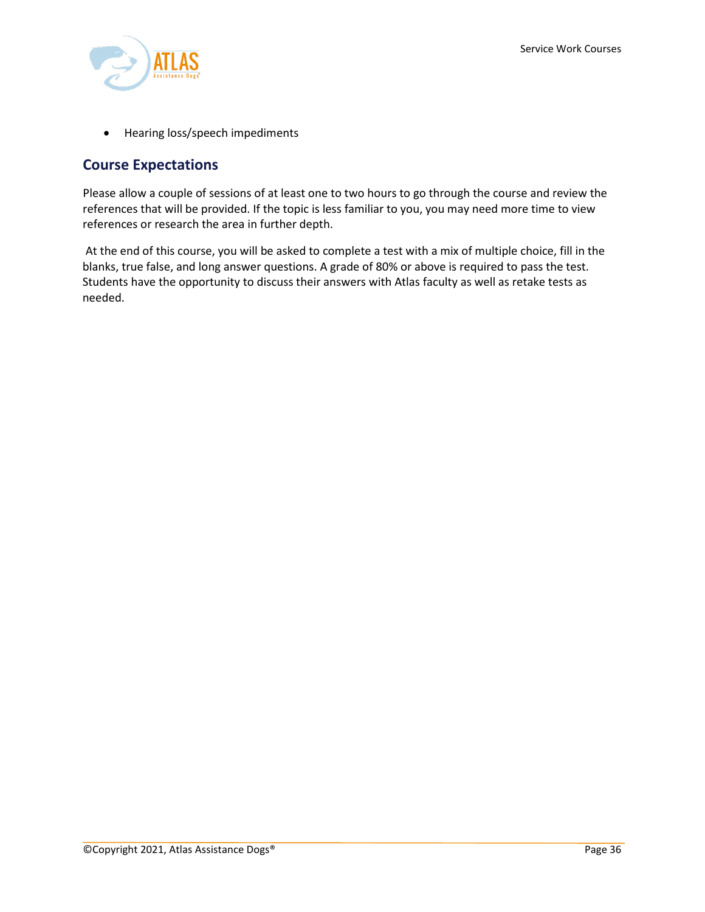- Hearing loss/speech impediments

## Course Expectations

Please allow a couple of sessions of at least one to two hours to go through the course and review the references that will be provided. If the topic is less familiar to you, you may need more time to view references or research the area in further depth.

At the end of this course, you will be asked to complete a test with a mix of multiple choice, fill in the blanks, true false, and long answer questions. A grade of 80% or above is required to pass the test. Students have the opportunity to discuss their answers with Atlas faculty as well as retake tests as needed.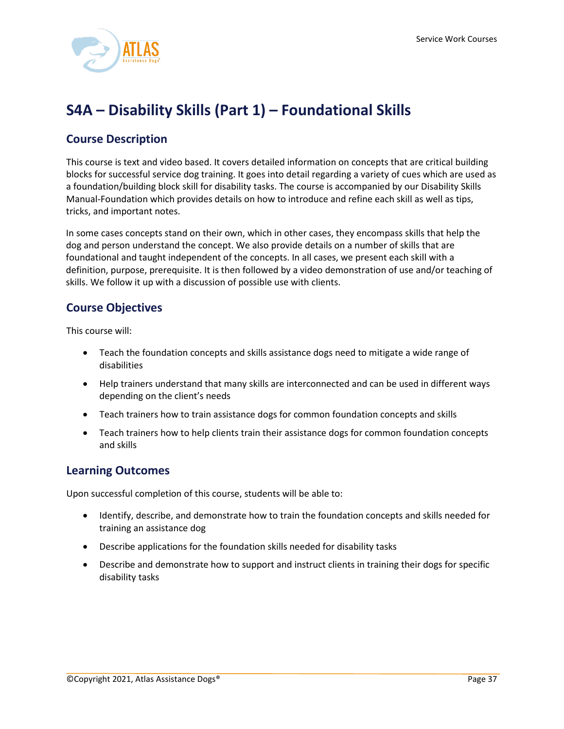# S4A – Disability Skills (Part 1) – Foundational Skills

## Course Description

This course is text and video based. It covers detailed information on concepts that are critical building blocks for successful service dog training. It goes into detail regarding a variety of cues which are used as a foundation/building block skill for disability tasks. The course is accompanied by our Disability Skills Manual-Foundation which provides details on how to introduce and refine each skill as well as tips, tricks, and important notes.

In some cases concepts stand on their own, which in other cases, they encompass skills that help the dog and person understand the concept. We also provide details on a number of skills that are foundational and taught independent of the concepts. In all cases, we present each skill with a definition, purpose, prerequisite. It is then followed by a video demonstration of use and/or teaching of skills. We follow it up with a discussion of possible use with clients.

## Course Objectives

This course will:

- Teach the foundation concepts and skills assistance dogs need to mitigate a wide range of disabilities
- Help trainers understand that many skills are interconnected and can be used in different ways depending on the client's needs
- Teach trainers how to train assistance dogs for common foundation concepts and skills
- Teach trainers how to help clients train their assistance dogs for common foundation concepts and skills

## Learning Outcomes

Upon successful completion of this course, students will be able to:

- Identify, describe, and demonstrate how to train the foundation concepts and skills needed for training an assistance dog
- Describe applications for the foundation skills needed for disability tasks
- Describe and demonstrate how to support and instruct clients in training their dogs for specific disability tasks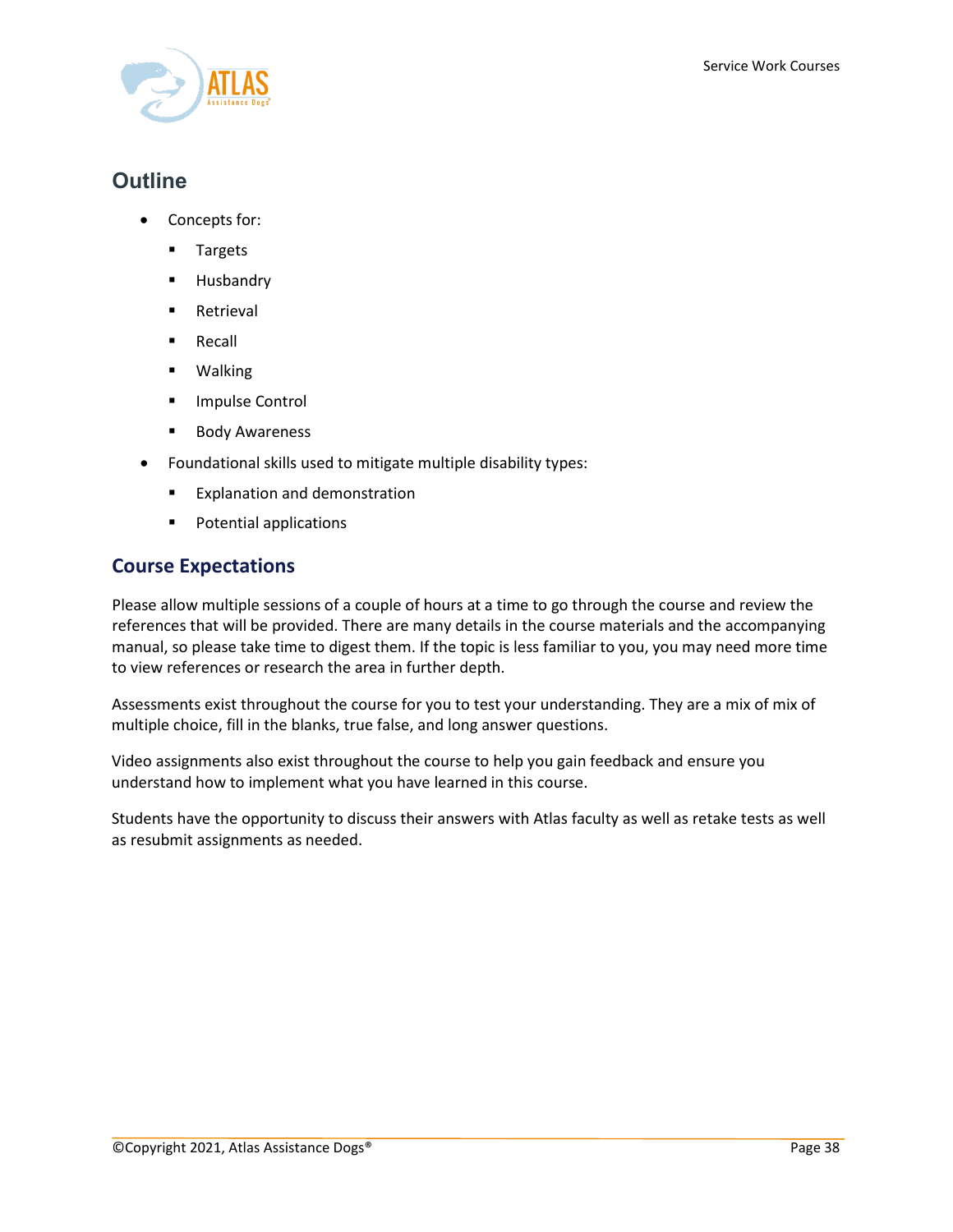## Outline

- Concepts for:
  - Targets
  - Husbandry
  - Retrieval
  - Recall
  - Walking
  - Impulse Control
  - Body Awareness
- Foundational skills used to mitigate multiple disability types:
  - Explanation and demonstration
  - Potential applications

## Course Expectations

Please allow multiple sessions of a couple of hours at a time to go through the course and review the references that will be provided. There are many details in the course materials and the accompanying manual, so please take time to digest them. If the topic is less familiar to you, you may need more time to view references or research the area in further depth.

Assessments exist throughout the course for you to test your understanding. They are a mix of mix of multiple choice, fill in the blanks, true false, and long answer questions.

Video assignments also exist throughout the course to help you gain feedback and ensure you understand how to implement what you have learned in this course.

Students have the opportunity to discuss their answers with Atlas faculty as well as retake tests as well as resubmit assignments as needed.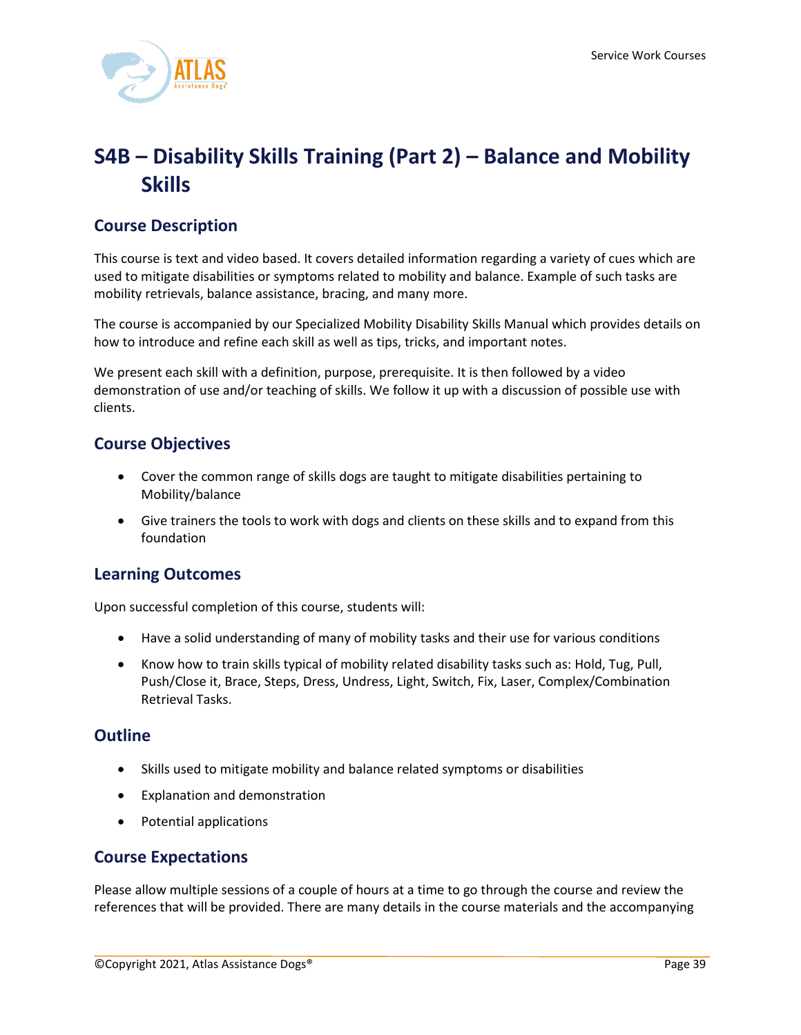# S4B – Disability Skills Training (Part 2) – Balance and Mobility Skills

## Course Description

This course is text and video based. It covers detailed information regarding a variety of cues which are used to mitigate disabilities or symptoms related to mobility and balance. Example of such tasks are mobility retrievals, balance assistance, bracing, and many more.

The course is accompanied by our Specialized Mobility Disability Skills Manual which provides details on how to introduce and refine each skill as well as tips, tricks, and important notes.

We present each skill with a definition, purpose, prerequisite. It is then followed by a video demonstration of use and/or teaching of skills. We follow it up with a discussion of possible use with clients.

## Course Objectives

- Cover the common range of skills dogs are taught to mitigate disabilities pertaining to Mobility/balance
- Give trainers the tools to work with dogs and clients on these skills and to expand from this foundation

## Learning Outcomes

Upon successful completion of this course, students will:

- Have a solid understanding of many of mobility tasks and their use for various conditions
- Know how to train skills typical of mobility related disability tasks such as: Hold, Tug, Pull, Push/Close it, Brace, Steps, Dress, Undress, Light, Switch, Fix, Laser, Complex/Combination Retrieval Tasks.

## Outline

- Skills used to mitigate mobility and balance related symptoms or disabilities
- Explanation and demonstration
- Potential applications

## Course Expectations

Please allow multiple sessions of a couple of hours at a time to go through the course and review the references that will be provided. There are many details in the course materials and the accompanying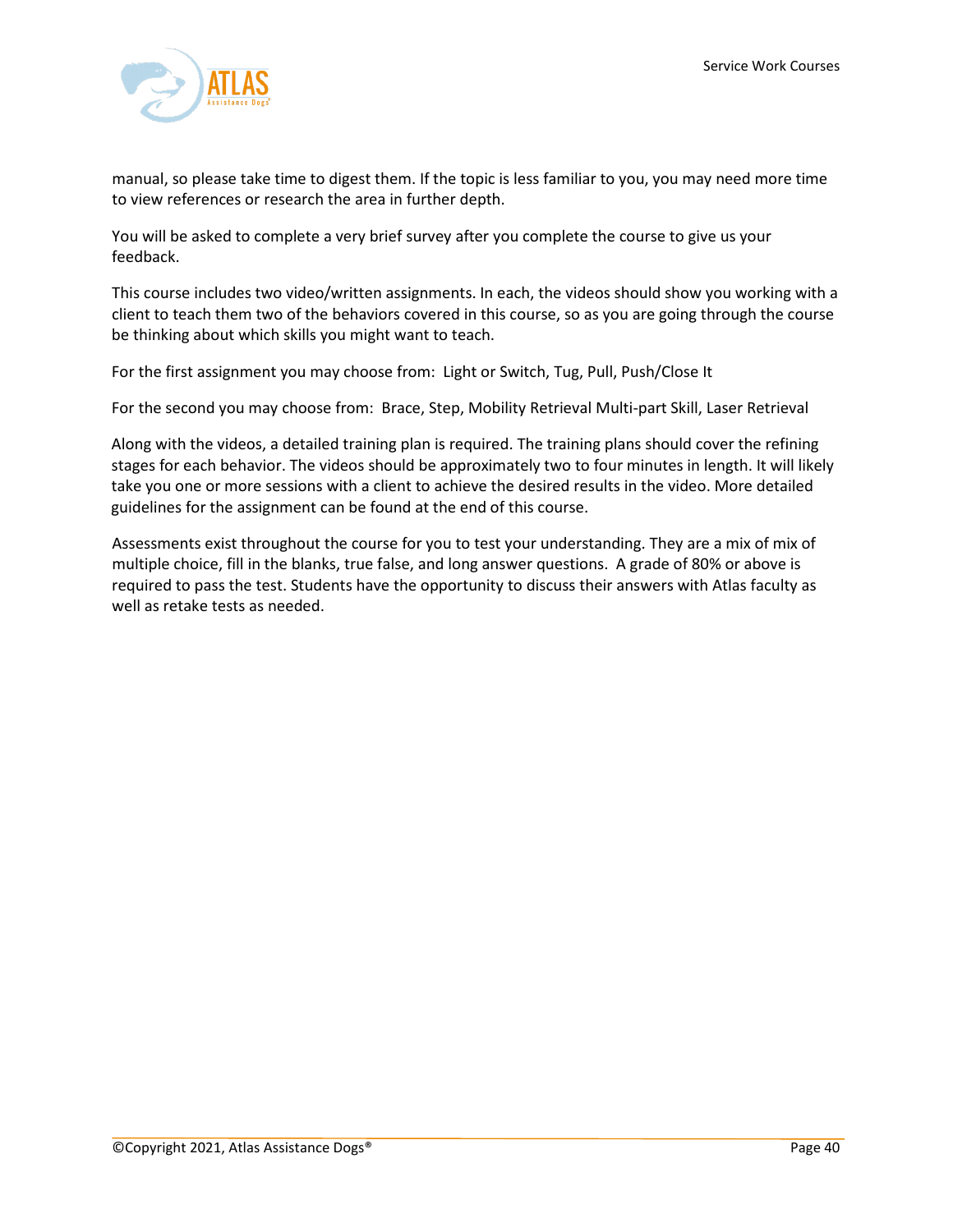manual, so please take time to digest them. If the topic is less familiar to you, you may need more time to view references or research the area in further depth.

You will be asked to complete a very brief survey after you complete the course to give us your feedback.

This course includes two video/written assignments. In each, the videos should show you working with a client to teach them two of the behaviors covered in this course, so as you are going through the course be thinking about which skills you might want to teach.

For the first assignment you may choose from:  Light or Switch, Tug, Pull, Push/Close It

For the second you may choose from:  Brace, Step, Mobility Retrieval Multi-part Skill, Laser Retrieval

Along with the videos, a detailed training plan is required. The training plans should cover the refining stages for each behavior. The videos should be approximately two to four minutes in length. It will likely take you one or more sessions with a client to achieve the desired results in the video. More detailed guidelines for the assignment can be found at the end of this course.

Assessments exist throughout the course for you to test your understanding. They are a mix of mix of multiple choice, fill in the blanks, true false, and long answer questions.  A grade of 80% or above is required to pass the test. Students have the opportunity to discuss their answers with Atlas faculty as well as retake tests as needed.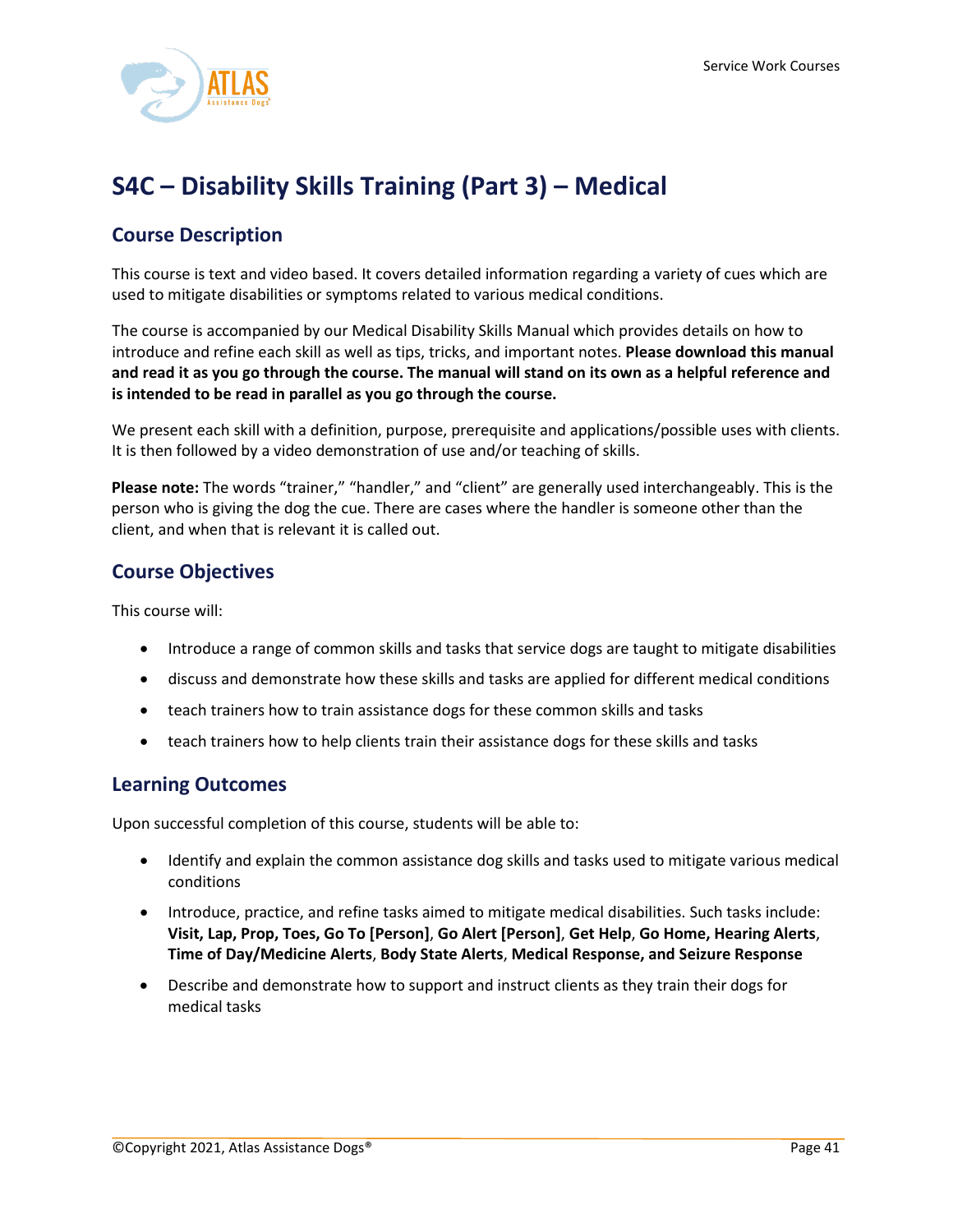# S4C – Disability Skills Training (Part 3) – Medical

## Course Description

This course is text and video based. It covers detailed information regarding a variety of cues which are used to mitigate disabilities or symptoms related to various medical conditions.

The course is accompanied by our Medical Disability Skills Manual which provides details on how to introduce and refine each skill as well as tips, tricks, and important notes. **Please download this manual and read it as you go through the course. The manual will stand on its own as a helpful reference and is intended to be read in parallel as you go through the course.**

We present each skill with a definition, purpose, prerequisite and applications/possible uses with clients. It is then followed by a video demonstration of use and/or teaching of skills.

**Please note:** The words "trainer," "handler," and "client" are generally used interchangeably. This is the person who is giving the dog the cue. There are cases where the handler is someone other than the client, and when that is relevant it is called out.

## Course Objectives

This course will:

- Introduce a range of common skills and tasks that service dogs are taught to mitigate disabilities
- discuss and demonstrate how these skills and tasks are applied for different medical conditions
- teach trainers how to train assistance dogs for these common skills and tasks
- teach trainers how to help clients train their assistance dogs for these skills and tasks

## Learning Outcomes

Upon successful completion of this course, students will be able to:

- Identify and explain the common assistance dog skills and tasks used to mitigate various medical conditions
- Introduce, practice, and refine tasks aimed to mitigate medical disabilities. Such tasks include: **Visit, Lap, Prop, Toes, Go To [Person]**, **Go Alert [Person]**, **Get Help**, **Go Home, Hearing Alerts**, **Time of Day/Medicine Alerts**, **Body State Alerts**, **Medical Response, and Seizure Response**
- Describe and demonstrate how to support and instruct clients as they train their dogs for medical tasks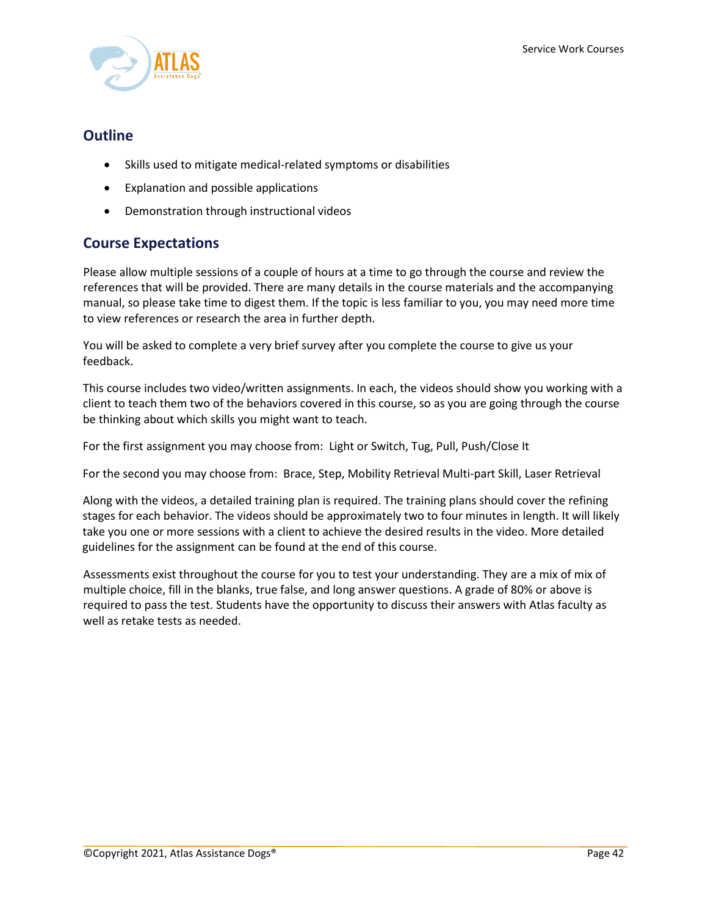## Outline

- Skills used to mitigate medical-related symptoms or disabilities
- Explanation and possible applications
- Demonstration through instructional videos

## Course Expectations

Please allow multiple sessions of a couple of hours at a time to go through the course and review the references that will be provided. There are many details in the course materials and the accompanying manual, so please take time to digest them. If the topic is less familiar to you, you may need more time to view references or research the area in further depth.

You will be asked to complete a very brief survey after you complete the course to give us your feedback.

This course includes two video/written assignments. In each, the videos should show you working with a client to teach them two of the behaviors covered in this course, so as you are going through the course be thinking about which skills you might want to teach.

For the first assignment you may choose from: Light or Switch, Tug, Pull, Push/Close It

For the second you may choose from: Brace, Step, Mobility Retrieval Multi-part Skill, Laser Retrieval

Along with the videos, a detailed training plan is required. The training plans should cover the refining stages for each behavior. The videos should be approximately two to four minutes in length. It will likely take you one or more sessions with a client to achieve the desired results in the video. More detailed guidelines for the assignment can be found at the end of this course.

Assessments exist throughout the course for you to test your understanding. They are a mix of mix of multiple choice, fill in the blanks, true false, and long answer questions. A grade of 80% or above is required to pass the test. Students have the opportunity to discuss their answers with Atlas faculty as well as retake tests as needed.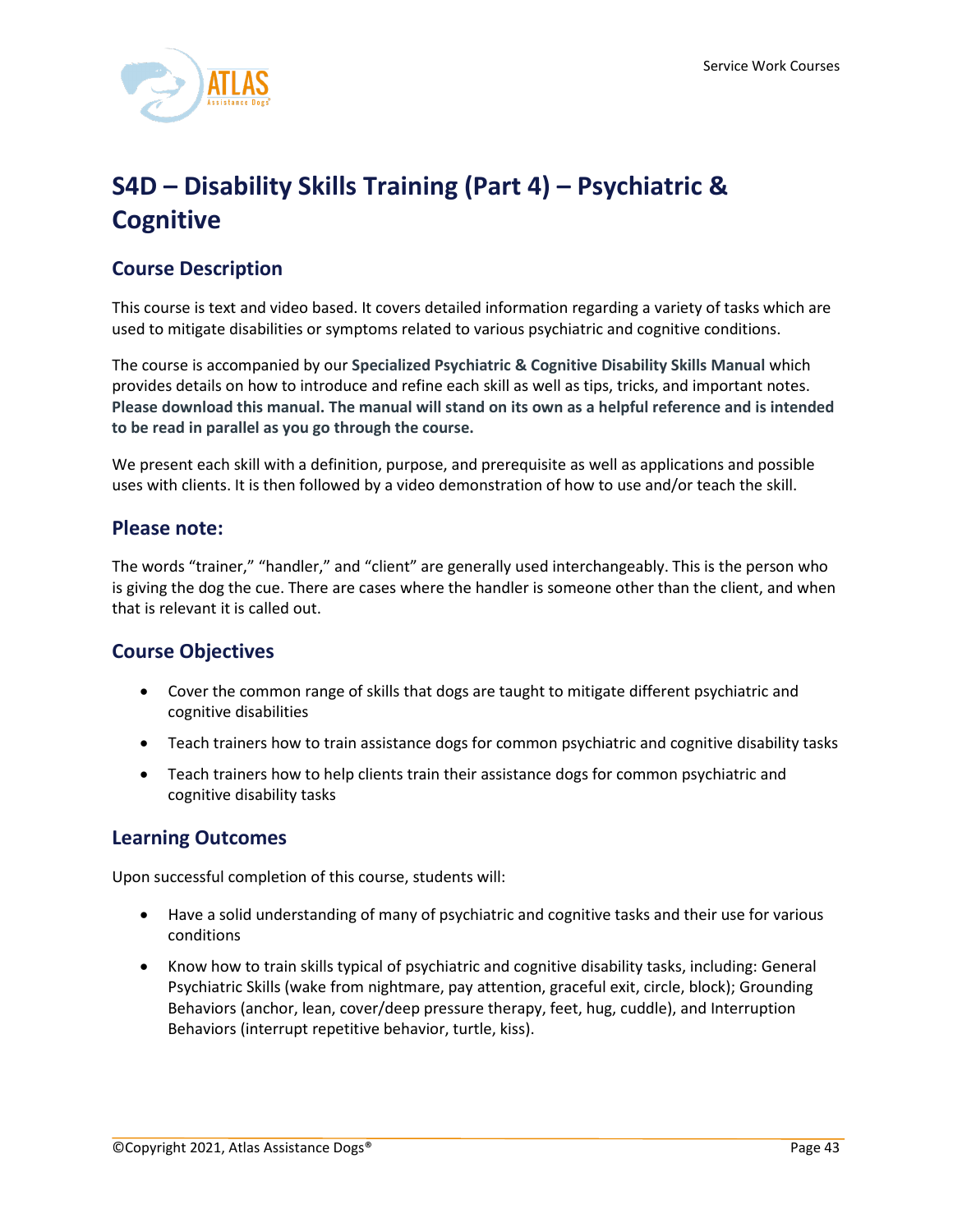# S4D – Disability Skills Training (Part 4) – Psychiatric & Cognitive

## Course Description

This course is text and video based. It covers detailed information regarding a variety of tasks which are used to mitigate disabilities or symptoms related to various psychiatric and cognitive conditions.

The course is accompanied by our **Specialized Psychiatric & Cognitive Disability Skills Manual** which provides details on how to introduce and refine each skill as well as tips, tricks, and important notes. **Please download this manual. The manual will stand on its own as a helpful reference and is intended to be read in parallel as you go through the course.**

We present each skill with a definition, purpose, and prerequisite as well as applications and possible uses with clients. It is then followed by a video demonstration of how to use and/or teach the skill.

## Please note:

The words "trainer," "handler," and "client" are generally used interchangeably. This is the person who is giving the dog the cue. There are cases where the handler is someone other than the client, and when that is relevant it is called out.

## Course Objectives

- Cover the common range of skills that dogs are taught to mitigate different psychiatric and cognitive disabilities
- Teach trainers how to train assistance dogs for common psychiatric and cognitive disability tasks
- Teach trainers how to help clients train their assistance dogs for common psychiatric and cognitive disability tasks

## Learning Outcomes

Upon successful completion of this course, students will:

- Have a solid understanding of many of psychiatric and cognitive tasks and their use for various conditions
- Know how to train skills typical of psychiatric and cognitive disability tasks, including: General Psychiatric Skills (wake from nightmare, pay attention, graceful exit, circle, block); Grounding Behaviors (anchor, lean, cover/deep pressure therapy, feet, hug, cuddle), and Interruption Behaviors (interrupt repetitive behavior, turtle, kiss).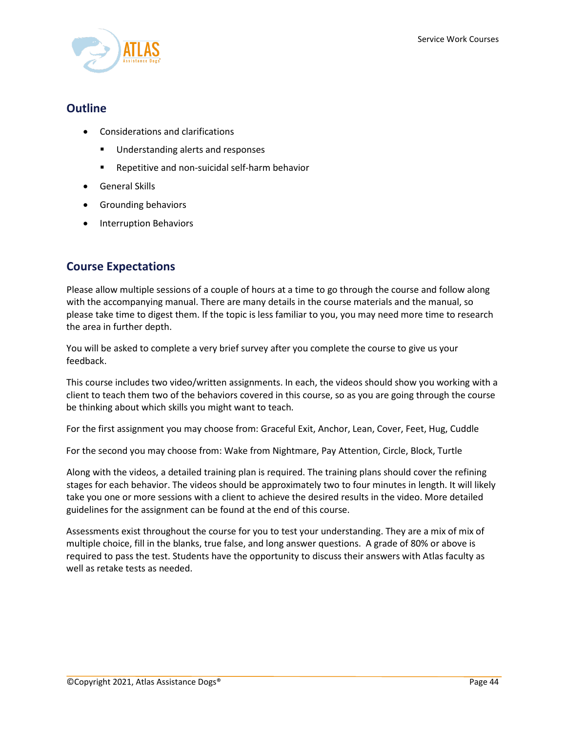## Outline

- Considerations and clarifications
    - Understanding alerts and responses
    - Repetitive and non-suicidal self-harm behavior
- General Skills
- Grounding behaviors
- Interruption Behaviors

## Course Expectations

Please allow multiple sessions of a couple of hours at a time to go through the course and follow along with the accompanying manual. There are many details in the course materials and the manual, so please take time to digest them. If the topic is less familiar to you, you may need more time to research the area in further depth.

You will be asked to complete a very brief survey after you complete the course to give us your feedback.

This course includes two video/written assignments. In each, the videos should show you working with a client to teach them two of the behaviors covered in this course, so as you are going through the course be thinking about which skills you might want to teach.

For the first assignment you may choose from: Graceful Exit, Anchor, Lean, Cover, Feet, Hug, Cuddle

For the second you may choose from: Wake from Nightmare, Pay Attention, Circle, Block, Turtle

Along with the videos, a detailed training plan is required. The training plans should cover the refining stages for each behavior. The videos should be approximately two to four minutes in length. It will likely take you one or more sessions with a client to achieve the desired results in the video. More detailed guidelines for the assignment can be found at the end of this course.

Assessments exist throughout the course for you to test your understanding. They are a mix of mix of multiple choice, fill in the blanks, true false, and long answer questions. A grade of 80% or above is required to pass the test. Students have the opportunity to discuss their answers with Atlas faculty as well as retake tests as needed.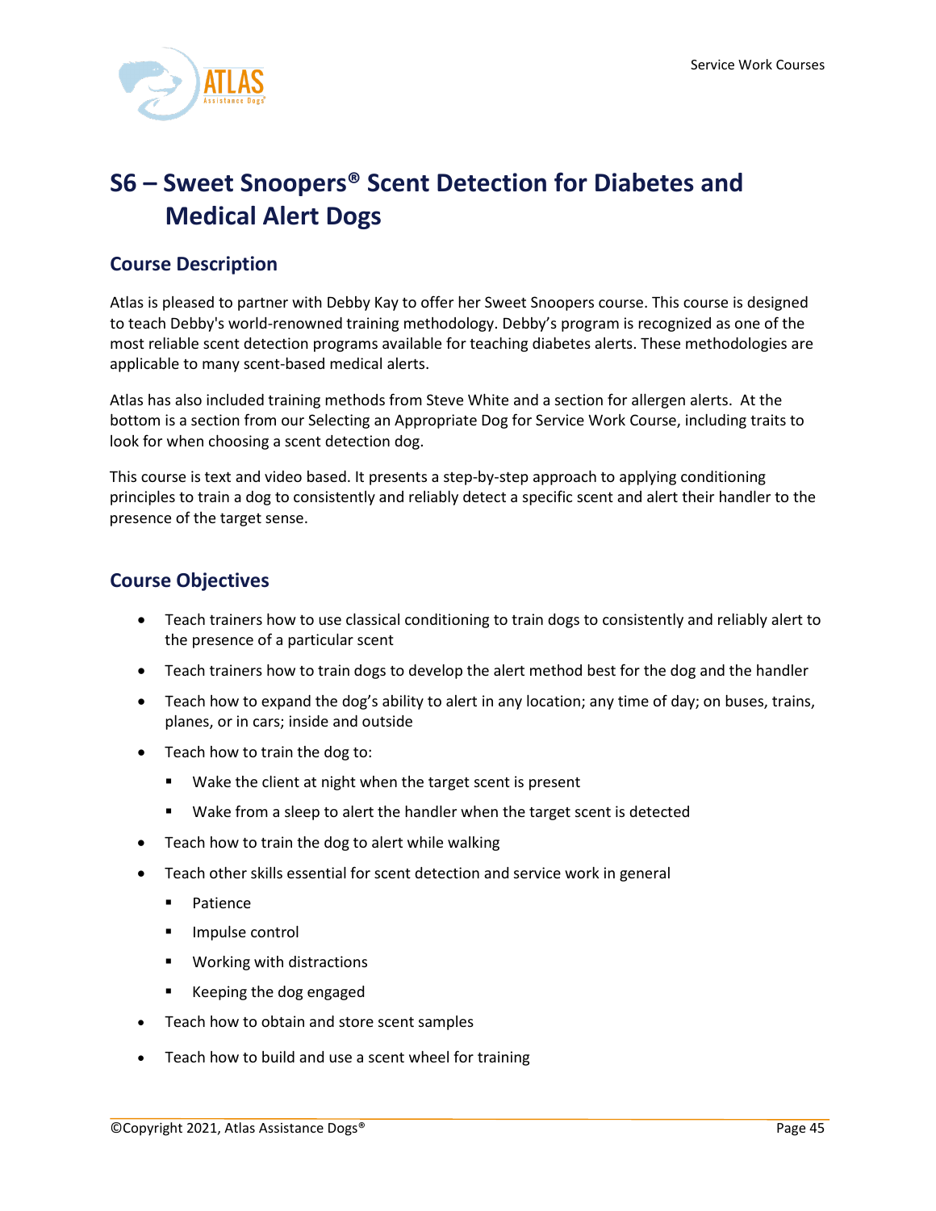# S6 – Sweet Snoopers® Scent Detection for Diabetes and Medical Alert Dogs

## Course Description

Atlas is pleased to partner with Debby Kay to offer her Sweet Snoopers course. This course is designed to teach Debby's world-renowned training methodology. Debby's program is recognized as one of the most reliable scent detection programs available for teaching diabetes alerts. These methodologies are applicable to many scent-based medical alerts.

Atlas has also included training methods from Steve White and a section for allergen alerts. At the bottom is a section from our Selecting an Appropriate Dog for Service Work Course, including traits to look for when choosing a scent detection dog.

This course is text and video based. It presents a step-by-step approach to applying conditioning principles to train a dog to consistently and reliably detect a specific scent and alert their handler to the presence of the target sense.

## Course Objectives

- Teach trainers how to use classical conditioning to train dogs to consistently and reliably alert to the presence of a particular scent
- Teach trainers how to train dogs to develop the alert method best for the dog and the handler
- Teach how to expand the dog's ability to alert in any location; any time of day; on buses, trains, planes, or in cars; inside and outside
- Teach how to train the dog to:
  - Wake the client at night when the target scent is present
  - Wake from a sleep to alert the handler when the target scent is detected
- Teach how to train the dog to alert while walking
- Teach other skills essential for scent detection and service work in general
  - Patience
  - Impulse control
  - Working with distractions
  - Keeping the dog engaged
- Teach how to obtain and store scent samples
- Teach how to build and use a scent wheel for training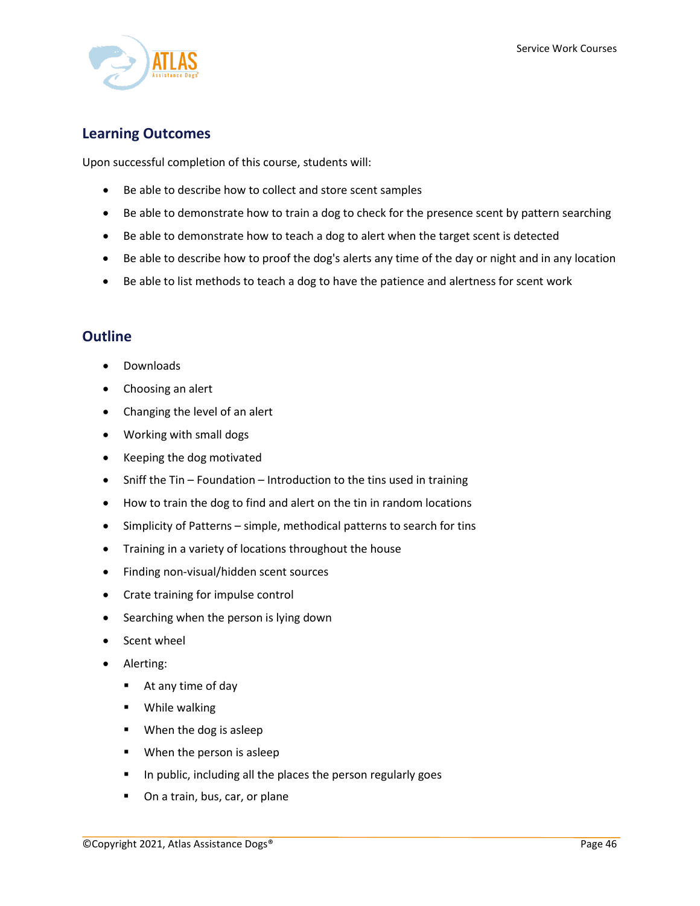## Learning Outcomes

Upon successful completion of this course, students will:

- Be able to describe how to collect and store scent samples
- Be able to demonstrate how to train a dog to check for the presence scent by pattern searching
- Be able to demonstrate how to teach a dog to alert when the target scent is detected
- Be able to describe how to proof the dog's alerts any time of the day or night and in any location
- Be able to list methods to teach a dog to have the patience and alertness for scent work

## Outline

- Downloads
- Choosing an alert
- Changing the level of an alert
- Working with small dogs
- Keeping the dog motivated
- Sniff the Tin – Foundation – Introduction to the tins used in training
- How to train the dog to find and alert on the tin in random locations
- Simplicity of Patterns – simple, methodical patterns to search for tins
- Training in a variety of locations throughout the house
- Finding non-visual/hidden scent sources
- Crate training for impulse control
- Searching when the person is lying down
- Scent wheel
- Alerting:
  - At any time of day
  - While walking
  - When the dog is asleep
  - When the person is asleep
  - In public, including all the places the person regularly goes
  - On a train, bus, car, or plane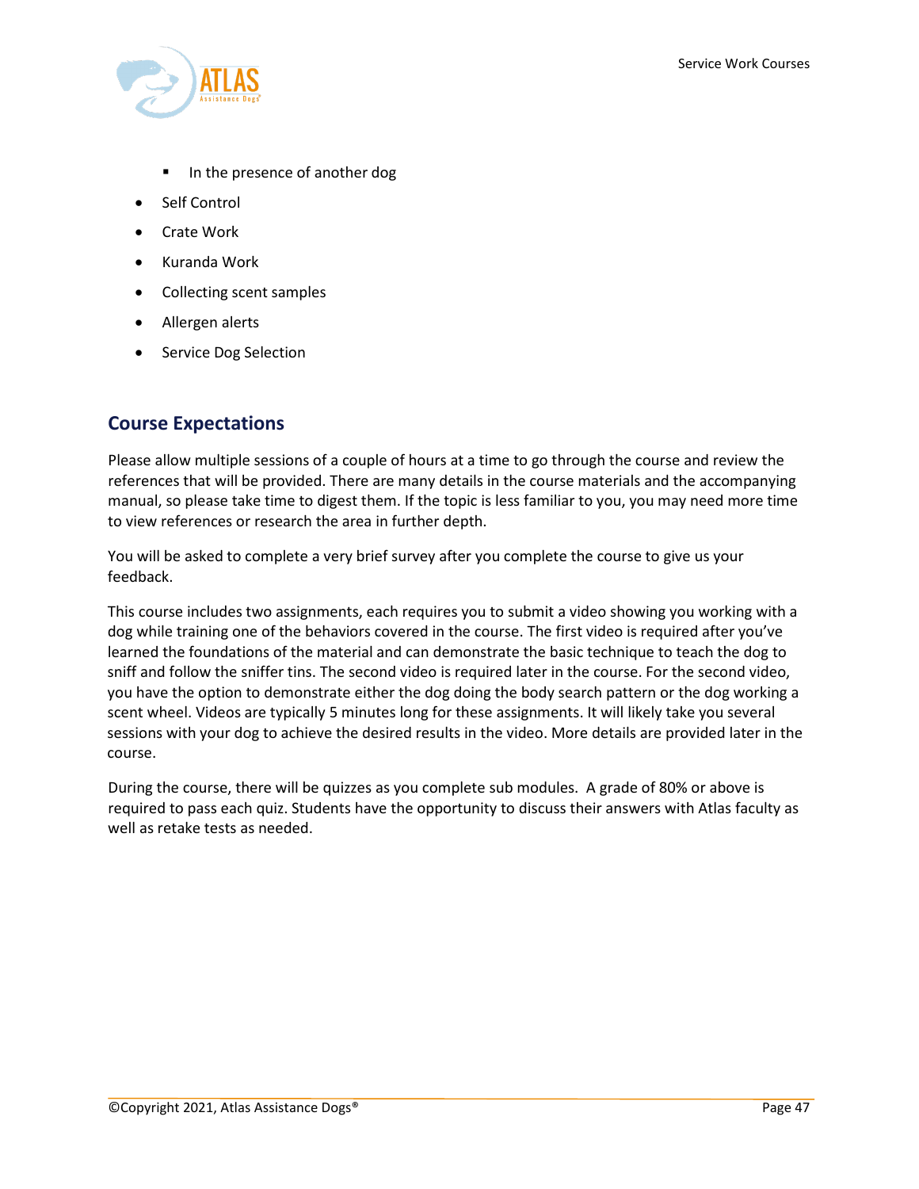- In the presence of another dog
- Self Control
- Crate Work
- Kuranda Work
- Collecting scent samples
- Allergen alerts
- Service Dog Selection

## Course Expectations

Please allow multiple sessions of a couple of hours at a time to go through the course and review the references that will be provided. There are many details in the course materials and the accompanying manual, so please take time to digest them. If the topic is less familiar to you, you may need more time to view references or research the area in further depth.

You will be asked to complete a very brief survey after you complete the course to give us your feedback.

This course includes two assignments, each requires you to submit a video showing you working with a dog while training one of the behaviors covered in the course. The first video is required after you've learned the foundations of the material and can demonstrate the basic technique to teach the dog to sniff and follow the sniffer tins. The second video is required later in the course. For the second video, you have the option to demonstrate either the dog doing the body search pattern or the dog working a scent wheel. Videos are typically 5 minutes long for these assignments. It will likely take you several sessions with your dog to achieve the desired results in the video. More details are provided later in the course.

During the course, there will be quizzes as you complete sub modules. A grade of 80% or above is required to pass each quiz. Students have the opportunity to discuss their answers with Atlas faculty as well as retake tests as needed.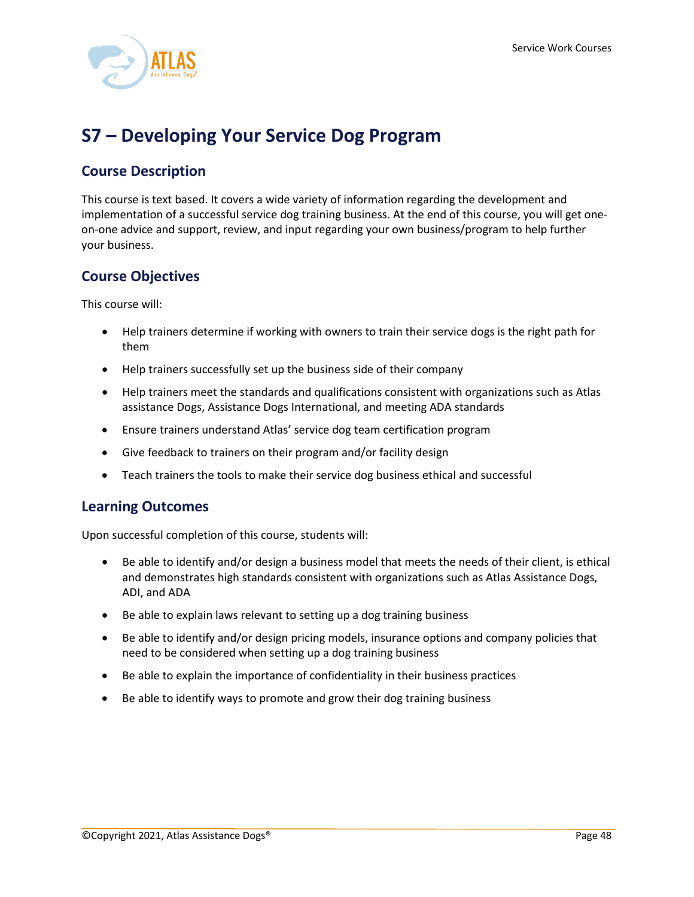# S7 – Developing Your Service Dog Program

## Course Description

This course is text based. It covers a wide variety of information regarding the development and implementation of a successful service dog training business. At the end of this course, you will get one-on-one advice and support, review, and input regarding your own business/program to help further your business.

## Course Objectives

This course will:

- Help trainers determine if working with owners to train their service dogs is the right path for them
- Help trainers successfully set up the business side of their company
- Help trainers meet the standards and qualifications consistent with organizations such as Atlas assistance Dogs, Assistance Dogs International, and meeting ADA standards
- Ensure trainers understand Atlas' service dog team certification program
- Give feedback to trainers on their program and/or facility design
- Teach trainers the tools to make their service dog business ethical and successful

## Learning Outcomes

Upon successful completion of this course, students will:

- Be able to identify and/or design a business model that meets the needs of their client, is ethical and demonstrates high standards consistent with organizations such as Atlas Assistance Dogs, ADI, and ADA
- Be able to explain laws relevant to setting up a dog training business
- Be able to identify and/or design pricing models, insurance options and company policies that need to be considered when setting up a dog training business
- Be able to explain the importance of confidentiality in their business practices
- Be able to identify ways to promote and grow their dog training business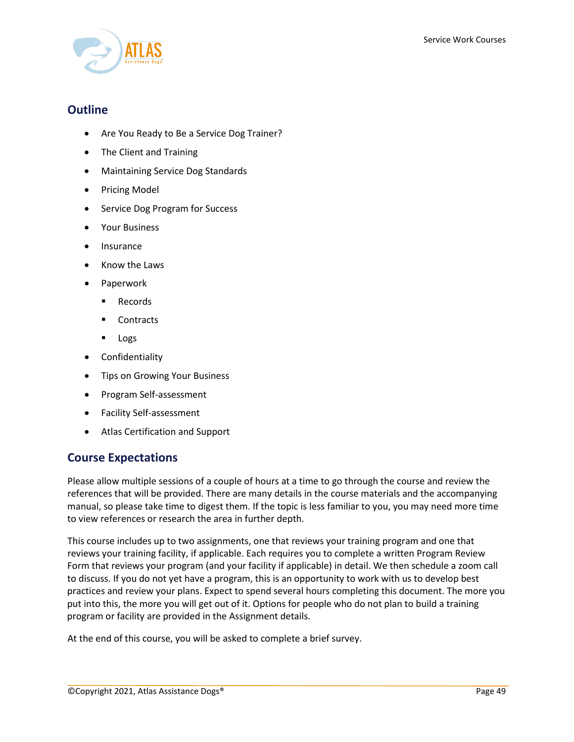## Outline

- Are You Ready to Be a Service Dog Trainer?
- The Client and Training
- Maintaining Service Dog Standards
- Pricing Model
- Service Dog Program for Success
- Your Business
- Insurance
- Know the Laws
- Paperwork
  - Records
  - Contracts
  - Logs
- Confidentiality
- Tips on Growing Your Business
- Program Self-assessment
- Facility Self-assessment
- Atlas Certification and Support

## Course Expectations

Please allow multiple sessions of a couple of hours at a time to go through the course and review the references that will be provided. There are many details in the course materials and the accompanying manual, so please take time to digest them. If the topic is less familiar to you, you may need more time to view references or research the area in further depth.

This course includes up to two assignments, one that reviews your training program and one that reviews your training facility, if applicable. Each requires you to complete a written Program Review Form that reviews your program (and your facility if applicable) in detail. We then schedule a zoom call to discuss. If you do not yet have a program, this is an opportunity to work with us to develop best practices and review your plans. Expect to spend several hours completing this document. The more you put into this, the more you will get out of it. Options for people who do not plan to build a training program or facility are provided in the Assignment details.

At the end of this course, you will be asked to complete a brief survey.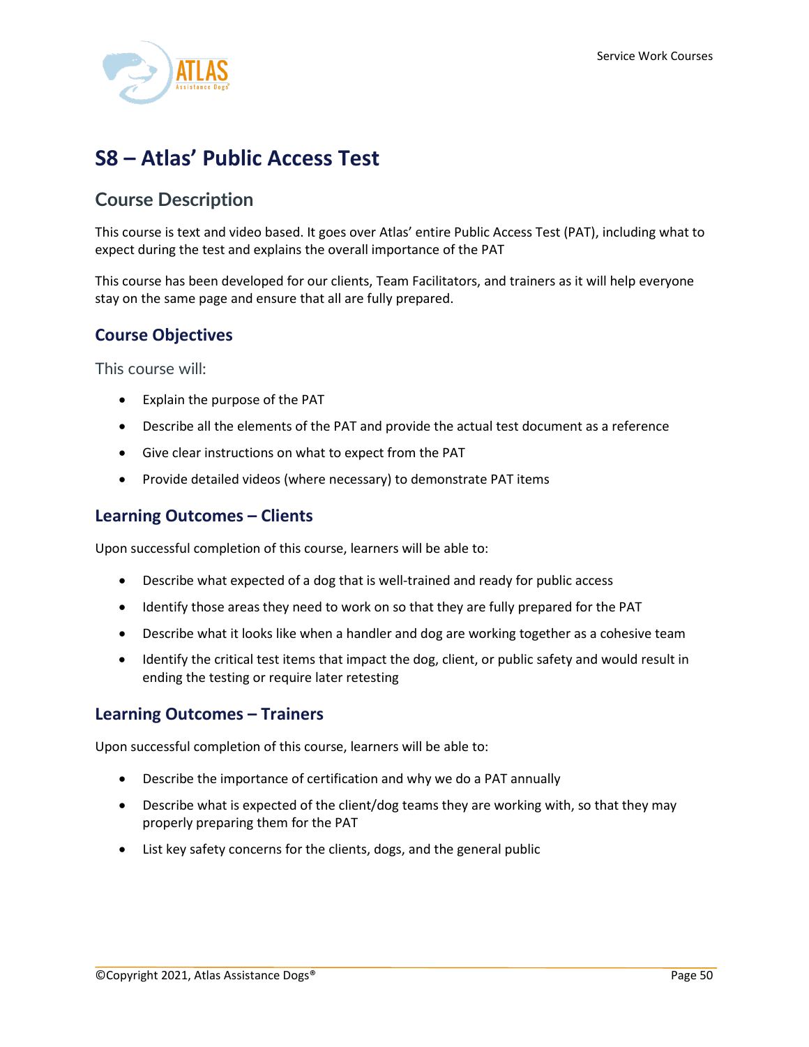# S8 – Atlas' Public Access Test

## Course Description

This course is text and video based. It goes over Atlas' entire Public Access Test (PAT), including what to expect during the test and explains the overall importance of the PAT

This course has been developed for our clients, Team Facilitators, and trainers as it will help everyone stay on the same page and ensure that all are fully prepared.

### Course Objectives

This course will:

- Explain the purpose of the PAT
- Describe all the elements of the PAT and provide the actual test document as a reference
- Give clear instructions on what to expect from the PAT
- Provide detailed videos (where necessary) to demonstrate PAT items

### Learning Outcomes – Clients

Upon successful completion of this course, learners will be able to:

- Describe what expected of a dog that is well-trained and ready for public access
- Identify those areas they need to work on so that they are fully prepared for the PAT
- Describe what it looks like when a handler and dog are working together as a cohesive team
- Identify the critical test items that impact the dog, client, or public safety and would result in ending the testing or require later retesting

### Learning Outcomes – Trainers

Upon successful completion of this course, learners will be able to:

- Describe the importance of certification and why we do a PAT annually
- Describe what is expected of the client/dog teams they are working with, so that they may properly preparing them for the PAT
- List key safety concerns for the clients, dogs, and the general public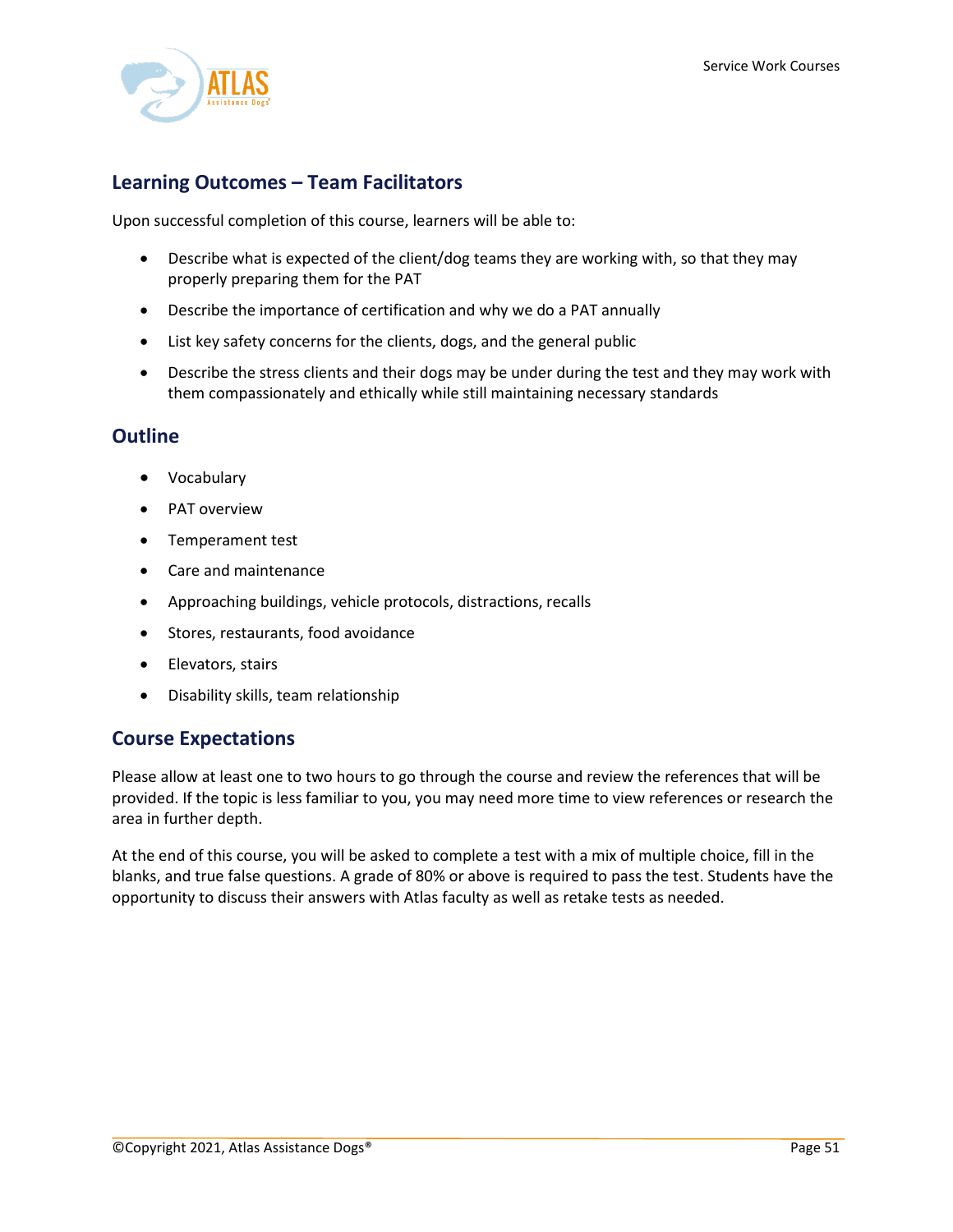## Learning Outcomes – Team Facilitators

Upon successful completion of this course, learners will be able to:

- Describe what is expected of the client/dog teams they are working with, so that they may properly preparing them for the PAT
- Describe the importance of certification and why we do a PAT annually
- List key safety concerns for the clients, dogs, and the general public
- Describe the stress clients and their dogs may be under during the test and they may work with them compassionately and ethically while still maintaining necessary standards

## Outline

- Vocabulary
- PAT overview
- Temperament test
- Care and maintenance
- Approaching buildings, vehicle protocols, distractions, recalls
- Stores, restaurants, food avoidance
- Elevators, stairs
- Disability skills, team relationship

## Course Expectations

Please allow at least one to two hours to go through the course and review the references that will be provided. If the topic is less familiar to you, you may need more time to view references or research the area in further depth.

At the end of this course, you will be asked to complete a test with a mix of multiple choice, fill in the blanks, and true false questions. A grade of 80% or above is required to pass the test. Students have the opportunity to discuss their answers with Atlas faculty as well as retake tests as needed.